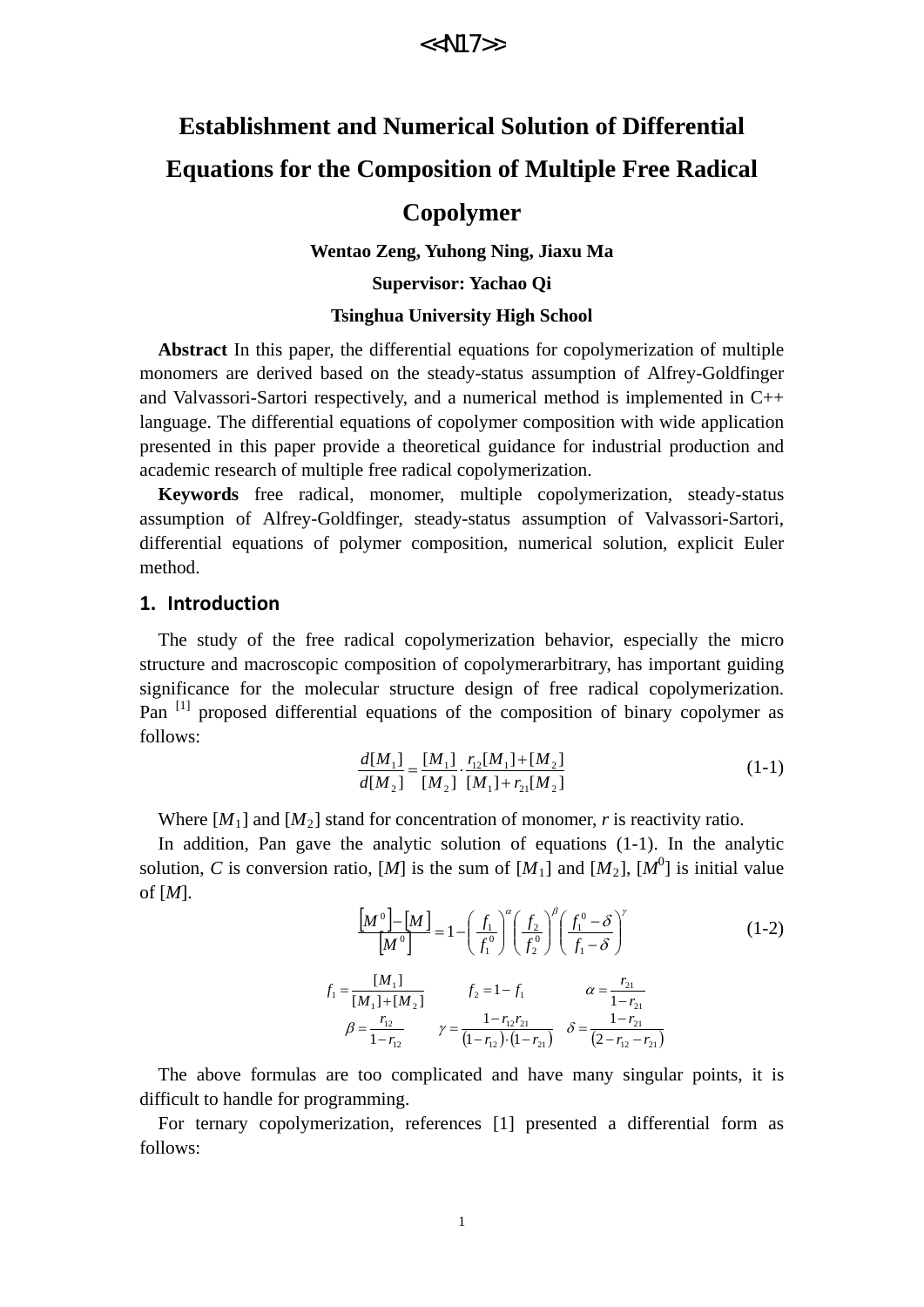# Establishment and Numerical Solution of Differential Equations for the Composition of Multiple Free Radical Copolymer

**Wentao Zeng, Yuhong Ning, Jiaxu Ma**

**Supervisor: Yachao Qi**

**Tsinghua University High School**

**Abstract** In this paper, the differential equations for copolymerization of multiple monomers are derived based on the steady-status assumption of Alfrey-Goldfinger and Valvassori-Sartori respectively, and a numerical method is implemented in C++ language. The differential equations of copolymer composition with wide application presented in this paper provide a theoretical guidance for industrial production and academic research of multiple free radical copolymerization.

**Keywords** free radical, monomer, multiple copolymerization, steady-status assumption of Alfrey-Goldfinger, steady-status assumption of Valvassori-Sartori, differential equations of polymer composition, numerical solution, explicit Euler method.

## 1. Introduction

The study of the free radical copolymerization behavior, especially the micro structure and macroscopic composition of copolymerarbitrary, has important guiding significance for the molecular structure design of free radical copolymerization. Pan [1] proposed differential equations of the composition of binary copolymer as follows:

$$\frac{d[M_1]}{d[M_2]} = \frac{[M_1]}{[M_2]} \cdot \frac{r_{12}[M_1]+[M_2]}{[M_1]+r_{21}[M_2]} \tag{1-1}$$

Where $[M_1]$ and $[M_2]$ stand for concentration of monomer, $r$ is reactivity ratio.

In addition, Pan gave the analytic solution of equations (1-1). In the analytic solution, $C$ is conversion ratio, $[M]$ is the sum of $[M_1]$ and $[M_2]$, $[M^0]$ is initial value of $[M]$.

$$\frac{[M^0]-[M]}{[M^0]} = 1 - \left(\frac{f_1}{f_1^0}\right)^{\alpha}\left(\frac{f_2}{f_2^0}\right)^{\beta}\left(\frac{f_1^0-\delta}{f_1-\delta}\right)^{\gamma} \tag{1-2}$$

$$f_1 = \frac{[M_1]}{[M_1]+[M_2]} \qquad f_2 = 1 - f_1 \qquad \alpha = \frac{r_{21}}{1-r_{21}}$$

$$\beta = \frac{r_{12}}{1-r_{12}} \qquad \gamma = \frac{1-r_{12}r_{21}}{(1-r_{12})\cdot(1-r_{21})} \qquad \delta = \frac{1-r_{21}}{(2-r_{12}-r_{21})}$$

The above formulas are too complicated and have many singular points, it is difficult to handle for programming.

For ternary copolymerization, references [1] presented a differential form as follows: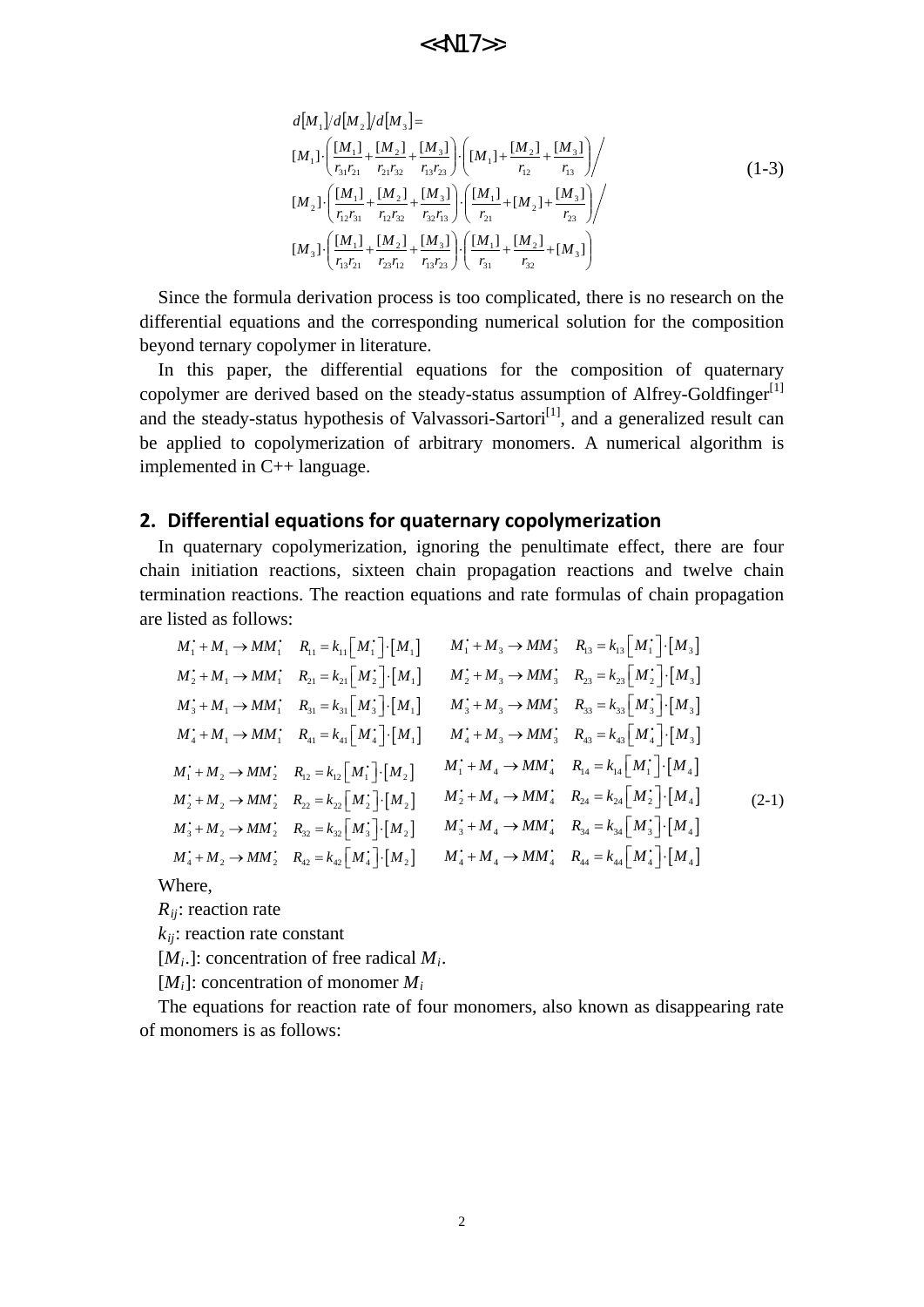$$
\begin{aligned}
& d[M_1]/d[M_2]/d[M_3] = \\
& [M_1]\cdot\left(\frac{[M_1]}{r_{31}r_{21}}+\frac{[M_2]}{r_{21}r_{32}}+\frac{[M_3]}{r_{13}r_{23}}\right)\cdot\left([M_1]+\frac{[M_2]}{r_{12}}+\frac{[M_3]}{r_{13}}\right)\Bigg/ \\
& [M_2]\cdot\left(\frac{[M_1]}{r_{12}r_{31}}+\frac{[M_2]}{r_{12}r_{32}}+\frac{[M_3]}{r_{32}r_{13}}\right)\cdot\left(\frac{[M_1]}{r_{21}}+[M_2]+\frac{[M_3]}{r_{23}}\right)\Bigg/ \\
& [M_3]\cdot\left(\frac{[M_1]}{r_{13}r_{21}}+\frac{[M_2]}{r_{23}r_{12}}+\frac{[M_3]}{r_{13}r_{23}}\right)\cdot\left(\frac{[M_1]}{r_{31}}+\frac{[M_2]}{r_{32}}+[M_3]\right)
\end{aligned}
\tag{1-3}
$$

Since the formula derivation process is too complicated, there is no research on the differential equations and the corresponding numerical solution for the composition beyond ternary copolymer in literature.

In this paper, the differential equations for the composition of quaternary copolymer are derived based on the steady-status assumption of Alfrey-Goldfinger[1] and the steady-status hypothesis of Valvassori-Sartori[1], and a generalized result can be applied to copolymerization of arbitrary monomers. A numerical algorithm is implemented in C++ language.

## 2. Differential equations for quaternary copolymerization

In quaternary copolymerization, ignoring the penultimate effect, there are four chain initiation reactions, sixteen chain propagation reactions and twelve chain termination reactions. The reaction equations and rate formulas of chain propagation are listed as follows:

$$
\begin{array}{llll}
M_1^{\bullet}+M_1 \rightarrow MM_1^{\bullet} & R_{11}=k_{11}\left[M_1^{\bullet}\right]\cdot\left[M_1\right] & M_1^{\bullet}+M_3 \rightarrow MM_3^{\bullet} & R_{13}=k_{13}\left[M_1^{\bullet}\right]\cdot\left[M_3\right] \\
M_2^{\bullet}+M_1 \rightarrow MM_1^{\bullet} & R_{21}=k_{21}\left[M_2^{\bullet}\right]\cdot\left[M_1\right] & M_2^{\bullet}+M_3 \rightarrow MM_3^{\bullet} & R_{23}=k_{23}\left[M_2^{\bullet}\right]\cdot\left[M_3\right] \\
M_3^{\bullet}+M_1 \rightarrow MM_1^{\bullet} & R_{31}=k_{31}\left[M_3^{\bullet}\right]\cdot\left[M_1\right] & M_3^{\bullet}+M_3 \rightarrow MM_3^{\bullet} & R_{33}=k_{33}\left[M_3^{\bullet}\right]\cdot\left[M_3\right] \\
M_4^{\bullet}+M_1 \rightarrow MM_1^{\bullet} & R_{41}=k_{41}\left[M_4^{\bullet}\right]\cdot\left[M_1\right] & M_4^{\bullet}+M_3 \rightarrow MM_3^{\bullet} & R_{43}=k_{43}\left[M_4^{\bullet}\right]\cdot\left[M_3\right] \\
M_1^{\bullet}+M_2 \rightarrow MM_2^{\bullet} & R_{12}=k_{12}\left[M_1^{\bullet}\right]\cdot\left[M_2\right] & M_1^{\bullet}+M_4 \rightarrow MM_4^{\bullet} & R_{14}=k_{14}\left[M_1^{\bullet}\right]\cdot\left[M_4\right] \\
M_2^{\bullet}+M_2 \rightarrow MM_2^{\bullet} & R_{22}=k_{22}\left[M_2^{\bullet}\right]\cdot\left[M_2\right] & M_2^{\bullet}+M_4 \rightarrow MM_4^{\bullet} & R_{24}=k_{24}\left[M_2^{\bullet}\right]\cdot\left[M_4\right] \\
M_3^{\bullet}+M_2 \rightarrow MM_2^{\bullet} & R_{32}=k_{32}\left[M_3^{\bullet}\right]\cdot\left[M_2\right] & M_3^{\bullet}+M_4 \rightarrow MM_4^{\bullet} & R_{34}=k_{34}\left[M_3^{\bullet}\right]\cdot\left[M_4\right] \\
M_4^{\bullet}+M_2 \rightarrow MM_2^{\bullet} & R_{42}=k_{42}\left[M_4^{\bullet}\right]\cdot\left[M_2\right] & M_4^{\bullet}+M_4 \rightarrow MM_4^{\bullet} & R_{44}=k_{44}\left[M_4^{\bullet}\right]\cdot\left[M_4\right]
\end{array}
\tag{2-1}
$$

Where,

$R_{ij}$: reaction rate

$k_{ij}$: reaction rate constant

$[M_i.]$: concentration of free radical $M_i$.

$[M_i]$: concentration of monomer $M_i$

The equations for reaction rate of four monomers, also known as disappearing rate of monomers is as follows: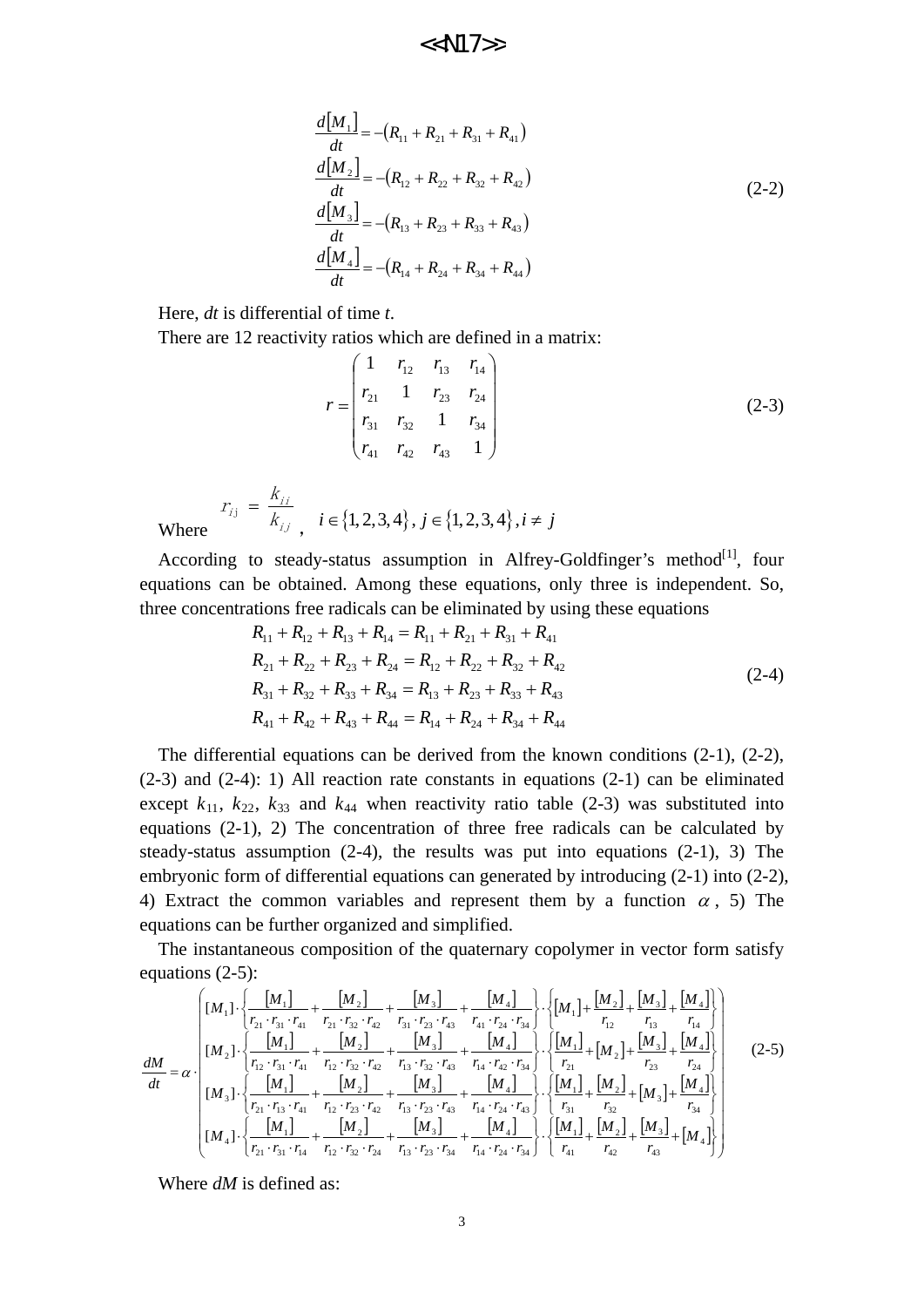$$\frac{d[M_1]}{dt} = -(R_{11} + R_{21} + R_{31} + R_{41})$$
$$\frac{d[M_2]}{dt} = -(R_{12} + R_{22} + R_{32} + R_{42})$$
$$\frac{d[M_3]}{dt} = -(R_{13} + R_{23} + R_{33} + R_{43}) \quad (2\text{-}2)$$
$$\frac{d[M_4]}{dt} = -(R_{14} + R_{24} + R_{34} + R_{44})$$

Here, $dt$ is differential of time $t$.

There are 12 reactivity ratios which are defined in a matrix:

$$r = \begin{pmatrix} 1 & r_{12} & r_{13} & r_{14} \\ r_{21} & 1 & r_{23} & r_{24} \\ r_{31} & r_{32} & 1 & r_{34} \\ r_{41} & r_{42} & r_{43} & 1 \end{pmatrix} \quad (2\text{-}3)$$

Where $r_{ij} = \dfrac{k_{ii}}{k_{ij}}$, $i \in \{1,2,3,4\}, j \in \{1,2,3,4\}, i \neq j$

According to steady-status assumption in Alfrey-Goldfinger's method[1], four equations can be obtained. Among these equations, only three is independent. So, three concentrations free radicals can be eliminated by using these equations

$$R_{11} + R_{12} + R_{13} + R_{14} = R_{11} + R_{21} + R_{31} + R_{41}$$
$$R_{21} + R_{22} + R_{23} + R_{24} = R_{12} + R_{22} + R_{32} + R_{42}$$
$$R_{31} + R_{32} + R_{33} + R_{34} = R_{13} + R_{23} + R_{33} + R_{43} \quad (2\text{-}4)$$
$$R_{41} + R_{42} + R_{43} + R_{44} = R_{14} + R_{24} + R_{34} + R_{44}$$

The differential equations can be derived from the known conditions (2-1), (2-2), (2-3) and (2-4): 1) All reaction rate constants in equations (2-1) can be eliminated except $k_{11}$, $k_{22}$, $k_{33}$ and $k_{44}$ when reactivity ratio table (2-3) was substituted into equations (2-1), 2) The concentration of three free radicals can be calculated by steady-status assumption (2-4), the results was put into equations (2-1), 3) The embryonic form of differential equations can generated by introducing (2-1) into (2-2), 4) Extract the common variables and represent them by a function $\alpha$, 5) The equations can be further organized and simplified.

The instantaneous composition of the quaternary copolymer in vector form satisfy equations (2-5):

$$\frac{dM}{dt} = \alpha \cdot \begin{pmatrix} [M_1]\cdot\left\{\dfrac{[M_1]}{r_{21}\cdot r_{31}\cdot r_{41}} + \dfrac{[M_2]}{r_{21}\cdot r_{32}\cdot r_{42}} + \dfrac{[M_3]}{r_{31}\cdot r_{23}\cdot r_{43}} + \dfrac{[M_4]}{r_{41}\cdot r_{24}\cdot r_{34}}\right\}\cdot\left\{[M_1] + \dfrac{[M_2]}{r_{12}} + \dfrac{[M_3]}{r_{13}} + \dfrac{[M_4]}{r_{14}}\right\} \\ [M_2]\cdot\left\{\dfrac{[M_1]}{r_{12}\cdot r_{31}\cdot r_{41}} + \dfrac{[M_2]}{r_{12}\cdot r_{32}\cdot r_{42}} + \dfrac{[M_3]}{r_{13}\cdot r_{32}\cdot r_{43}} + \dfrac{[M_4]}{r_{14}\cdot r_{42}\cdot r_{34}}\right\}\cdot\left\{\dfrac{[M_1]}{r_{21}} + [M_2] + \dfrac{[M_3]}{r_{23}} + \dfrac{[M_4]}{r_{24}}\right\} \\ [M_3]\cdot\left\{\dfrac{[M_1]}{r_{21}\cdot r_{13}\cdot r_{41}} + \dfrac{[M_2]}{r_{12}\cdot r_{23}\cdot r_{42}} + \dfrac{[M_3]}{r_{13}\cdot r_{23}\cdot r_{43}} + \dfrac{[M_4]}{r_{14}\cdot r_{24}\cdot r_{43}}\right\}\cdot\left\{\dfrac{[M_1]}{r_{31}} + \dfrac{[M_2]}{r_{32}} + [M_3] + \dfrac{[M_4]}{r_{34}}\right\} \\ [M_4]\cdot\left\{\dfrac{[M_1]}{r_{21}\cdot r_{31}\cdot r_{14}} + \dfrac{[M_2]}{r_{12}\cdot r_{32}\cdot r_{24}} + \dfrac{[M_3]}{r_{13}\cdot r_{23}\cdot r_{34}} + \dfrac{[M_4]}{r_{14}\cdot r_{24}\cdot r_{34}}\right\}\cdot\left\{\dfrac{[M_1]}{r_{41}} + \dfrac{[M_2]}{r_{42}} + \dfrac{[M_3]}{r_{43}} + [M_4]\right\} \end{pmatrix} \quad (2\text{-}5)$$

Where $dM$ is defined as: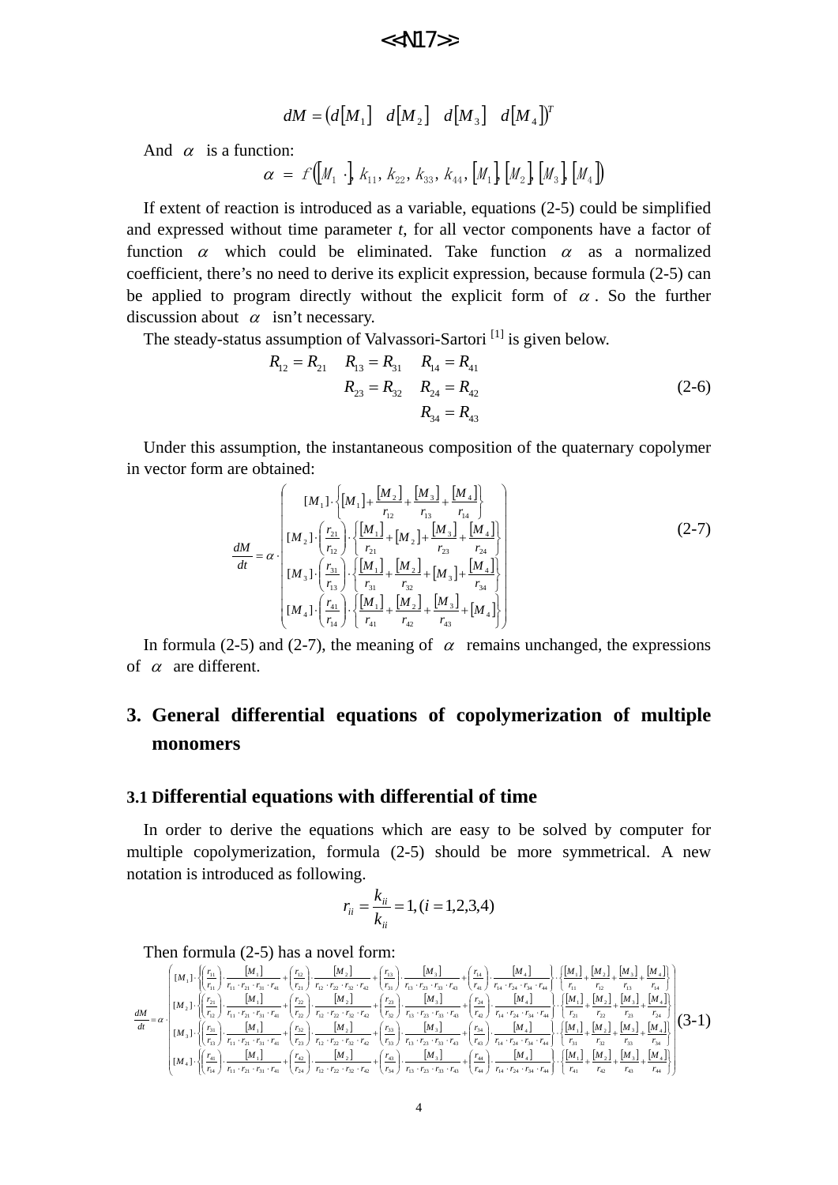$$dM = \left(d[M_1] \quad d[M_2] \quad d[M_3] \quad d[M_4]\right)^T$$

And $\alpha$ is a function:

$$\alpha = f\left([M_1 \cdot], k_{11}, k_{22}, k_{33}, k_{44}, [M_1], [M_2], [M_3], [M_4]\right)$$

If extent of reaction is introduced as a variable, equations (2-5) could be simplified and expressed without time parameter *t*, for all vector components have a factor of function $\alpha$ which could be eliminated. Take function $\alpha$ as a normalized coefficient, there's no need to derive its explicit expression, because formula (2-5) can be applied to program directly without the explicit form of $\alpha$. So the further discussion about $\alpha$ isn't necessary.

The steady-status assumption of Valvassori-Sartori [1] is given below.

$$\begin{aligned} R_{12} = R_{21} \quad R_{13} = R_{31} \quad R_{14} = R_{41} \\ R_{23} = R_{32} \quad R_{24} = R_{42} \\ R_{34} = R_{43} \end{aligned} \tag{2-6}$$

Under this assumption, the instantaneous composition of the quaternary copolymer in vector form are obtained:

$$\frac{dM}{dt} = \alpha \cdot \begin{pmatrix} [M_1] \cdot \left\{[M_1] + \frac{[M_2]}{r_{12}} + \frac{[M_3]}{r_{13}} + \frac{[M_4]}{r_{14}}\right\} \\ [M_2] \cdot \left(\frac{r_{21}}{r_{12}}\right) \cdot \left\{\frac{[M_1]}{r_{21}} + [M_2] + \frac{[M_3]}{r_{23}} + \frac{[M_4]}{r_{24}}\right\} \\ [M_3] \cdot \left(\frac{r_{31}}{r_{13}}\right) \cdot \left\{\frac{[M_1]}{r_{31}} + \frac{[M_2]}{r_{32}} + [M_3] + \frac{[M_4]}{r_{34}}\right\} \\ [M_4] \cdot \left(\frac{r_{41}}{r_{14}}\right) \cdot \left\{\frac{[M_1]}{r_{41}} + \frac{[M_2]}{r_{42}} + \frac{[M_3]}{r_{43}} + [M_4]\right\} \end{pmatrix} \tag{2-7}$$

In formula (2-5) and (2-7), the meaning of $\alpha$ remains unchanged, the expressions of $\alpha$ are different.

## 3. General differential equations of copolymerization of multiple monomers

### 3.1 Differential equations with differential of time

In order to derive the equations which are easy to be solved by computer for multiple copolymerization, formula (2-5) should be more symmetrical. A new notation is introduced as following.

$$r_{ii} = \frac{k_{ii}}{k_{ii}} = 1, (i = 1,2,3,4)$$

Then formula (2-5) has a novel form:

$$\frac{dM}{dt} = \alpha \cdot \begin{pmatrix} [M_1] \cdot \left\{\left(\frac{r_{11}}{r_{11}}\right) \cdot \frac{[M_1]}{r_{11} \cdot r_{21} \cdot r_{31} \cdot r_{41}} + \left(\frac{r_{12}}{r_{21}}\right) \cdot \frac{[M_2]}{r_{12} \cdot r_{22} \cdot r_{32} \cdot r_{42}} + \left(\frac{r_{13}}{r_{31}}\right) \cdot \frac{[M_3]}{r_{13} \cdot r_{23} \cdot r_{33} \cdot r_{43}} + \left(\frac{r_{14}}{r_{41}}\right) \cdot \frac{[M_4]}{r_{14} \cdot r_{24} \cdot r_{34} \cdot r_{44}}\right\} \cdot \left\{\frac{[M_1]}{r_{11}} + \frac{[M_2]}{r_{12}} + \frac{[M_3]}{r_{13}} + \frac{[M_4]}{r_{14}}\right\} \\ [M_2] \cdot \left\{\left(\frac{r_{21}}{r_{12}}\right) \cdot \frac{[M_1]}{r_{11} \cdot r_{21} \cdot r_{31} \cdot r_{41}} + \left(\frac{r_{22}}{r_{22}}\right) \cdot \frac{[M_2]}{r_{12} \cdot r_{22} \cdot r_{32} \cdot r_{42}} + \left(\frac{r_{23}}{r_{32}}\right) \cdot \frac{[M_3]}{r_{13} \cdot r_{23} \cdot r_{33} \cdot r_{43}} + \left(\frac{r_{24}}{r_{42}}\right) \cdot \frac{[M_4]}{r_{14} \cdot r_{24} \cdot r_{34} \cdot r_{44}}\right\} \cdot \left\{\frac{[M_1]}{r_{21}} + \frac{[M_2]}{r_{22}} + \frac{[M_3]}{r_{23}} + \frac{[M_4]}{r_{24}}\right\} \\ [M_3] \cdot \left\{\left(\frac{r_{31}}{r_{13}}\right) \cdot \frac{[M_1]}{r_{11} \cdot r_{21} \cdot r_{31} \cdot r_{41}} + \left(\frac{r_{32}}{r_{23}}\right) \cdot \frac{[M_2]}{r_{12} \cdot r_{22} \cdot r_{32} \cdot r_{42}} + \left(\frac{r_{33}}{r_{33}}\right) \cdot \frac{[M_3]}{r_{13} \cdot r_{23} \cdot r_{33} \cdot r_{43}} + \left(\frac{r_{34}}{r_{43}}\right) \cdot \frac{[M_4]}{r_{14} \cdot r_{24} \cdot r_{34} \cdot r_{44}}\right\} \cdot \left\{\frac{[M_1]}{r_{31}} + \frac{[M_2]}{r_{32}} + \frac{[M_3]}{r_{33}} + \frac{[M_4]}{r_{34}}\right\} \\ [M_4] \cdot \left\{\left(\frac{r_{41}}{r_{14}}\right) \cdot \frac{[M_1]}{r_{11} \cdot r_{21} \cdot r_{31} \cdot r_{41}} + \left(\frac{r_{42}}{r_{24}}\right) \cdot \frac{[M_2]}{r_{12} \cdot r_{22} \cdot r_{32} \cdot r_{42}} + \left(\frac{r_{43}}{r_{34}}\right) \cdot \frac{[M_3]}{r_{13} \cdot r_{23} \cdot r_{33} \cdot r_{43}} + \left(\frac{r_{44}}{r_{44}}\right) \cdot \frac{[M_4]}{r_{14} \cdot r_{24} \cdot r_{34} \cdot r_{44}}\right\} \cdot \left\{\frac{[M_1]}{r_{41}} + \frac{[M_2]}{r_{42}} + \frac{[M_3]}{r_{43}} + \frac{[M_4]}{r_{44}}\right\} \end{pmatrix} \tag{3-1}$$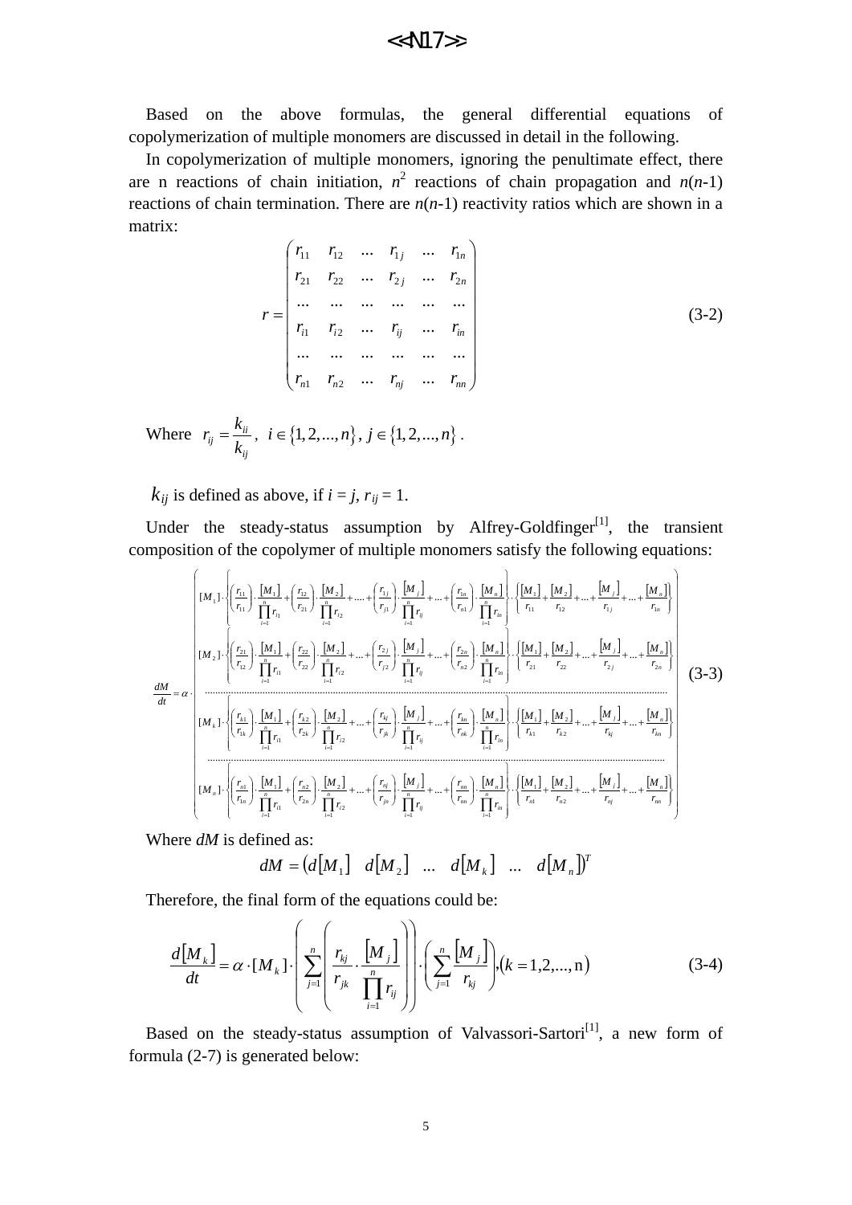Based on the above formulas, the general differential equations of copolymerization of multiple monomers are discussed in detail in the following.

In copolymerization of multiple monomers, ignoring the penultimate effect, there are n reactions of chain initiation, $n^2$ reactions of chain propagation and $n(n-1)$ reactions of chain termination. There are $n(n-1)$ reactivity ratios which are shown in a matrix:

$$r = \begin{pmatrix} r_{11} & r_{12} & \dots & r_{1j} & \dots & r_{1n} \\ r_{21} & r_{22} & \dots & r_{2j} & \dots & r_{2n} \\ \dots & \dots & \dots & \dots & \dots & \dots \\ r_{i1} & r_{i2} & \dots & r_{ij} & \dots & r_{in} \\ \dots & \dots & \dots & \dots & \dots & \dots \\ r_{n1} & r_{n2} & \dots & r_{nj} & \dots & r_{nn} \end{pmatrix} \tag{3-2}$$

Where $r_{ij} = \dfrac{k_{ii}}{k_{ij}}$, $i \in \{1,2,...,n\}$, $j \in \{1,2,...,n\}$.

$k_{ij}$ is defined as above, if $i = j$, $r_{ij} = 1$.

Under the steady-status assumption by Alfrey-Goldfinger[1], the transient composition of the copolymer of multiple monomers satisfy the following equations:

$$\frac{dM}{dt} = \alpha \cdot \begin{pmatrix} [M_1]\cdot\left\{\left(\frac{r_{11}}{r_{11}}\right)\cdot\frac{[M_1]}{\prod_{i=1}^{n} r_{i1}} + \left(\frac{r_{12}}{r_{21}}\right)\cdot\frac{[M_2]}{\prod_{i=1}^{n} r_{i2}} + \dots + \left(\frac{r_{1j}}{r_{j1}}\right)\cdot\frac{[M_j]}{\prod_{i=1}^{n} r_{ij}} + \dots + \left(\frac{r_{1n}}{r_{n1}}\right)\cdot\frac{[M_n]}{\prod_{i=1}^{n} r_{in}}\right\}\cdot\left\{\frac{[M_1]}{r_{11}} + \frac{[M_2]}{r_{12}} + \dots + \frac{[M_j]}{r_{1j}} + \dots + \frac{[M_n]}{r_{1n}}\right\} \\ [M_2]\cdot\left\{\left(\frac{r_{21}}{r_{12}}\right)\cdot\frac{[M_1]}{\prod_{i=1}^{n} r_{i1}} + \left(\frac{r_{22}}{r_{22}}\right)\cdot\frac{[M_2]}{\prod_{i=1}^{n} r_{i2}} + \dots + \left(\frac{r_{2j}}{r_{j2}}\right)\cdot\frac{[M_j]}{\prod_{i=1}^{n} r_{ij}} + \dots + \left(\frac{r_{2n}}{r_{n2}}\right)\cdot\frac{[M_n]}{\prod_{i=1}^{n} r_{in}}\right\}\cdot\left\{\frac{[M_1]}{r_{21}} + \frac{[M_2]}{r_{22}} + \dots + \frac{[M_j]}{r_{2j}} + \dots + \frac{[M_n]}{r_{2n}}\right\} \\ \dots\dots \\ [M_k]\cdot\left\{\left(\frac{r_{k1}}{r_{1k}}\right)\cdot\frac{[M_1]}{\prod_{i=1}^{n} r_{i1}} + \left(\frac{r_{k2}}{r_{2k}}\right)\cdot\frac{[M_2]}{\prod_{i=1}^{n} r_{i2}} + \dots + \left(\frac{r_{kj}}{r_{jk}}\right)\cdot\frac{[M_j]}{\prod_{i=1}^{n} r_{ij}} + \dots + \left(\frac{r_{kn}}{r_{nk}}\right)\cdot\frac{[M_n]}{\prod_{i=1}^{n} r_{in}}\right\}\cdot\left\{\frac{[M_1]}{r_{k1}} + \frac{[M_2]}{r_{k2}} + \dots + \frac{[M_j]}{r_{kj}} + \dots + \frac{[M_n]}{r_{kn}}\right\} \\ \dots\dots \\ [M_n]\cdot\left\{\left(\frac{r_{n1}}{r_{1n}}\right)\cdot\frac{[M_1]}{\prod_{i=1}^{n} r_{i1}} + \left(\frac{r_{n2}}{r_{2n}}\right)\cdot\frac{[M_2]}{\prod_{i=1}^{n} r_{i2}} + \dots + \left(\frac{r_{nj}}{r_{jn}}\right)\cdot\frac{[M_j]}{\prod_{i=1}^{n} r_{ij}} + \dots + \left(\frac{r_{nn}}{r_{nn}}\right)\cdot\frac{[M_n]}{\prod_{i=1}^{n} r_{in}}\right\}\cdot\left\{\frac{[M_1]}{r_{n1}} + \frac{[M_2]}{r_{n2}} + \dots + \frac{[M_j]}{r_{nj}} + \dots + \frac{[M_n]}{r_{nn}}\right\} \end{pmatrix} \tag{3-3}$$

Where $dM$ is defined as:

$$dM = \left(d[M_1] \quad d[M_2] \quad \dots \quad d[M_k] \quad \dots \quad d[M_n]\right)^T$$

Therefore, the final form of the equations could be:

$$\frac{d[M_k]}{dt} = \alpha \cdot [M_k] \cdot \left(\sum_{j=1}^{n}\left(\frac{r_{kj}}{r_{jk}} \cdot \frac{[M_j]}{\prod_{i=1}^{n} r_{ij}}\right)\right) \cdot \left(\sum_{j=1}^{n} \frac{[M_j]}{r_{kj}}\right), (k = 1,2,...,\mathrm{n}) \tag{3-4}$$

Based on the steady-status assumption of Valvassori-Sartori[1], a new form of formula (2-7) is generated below: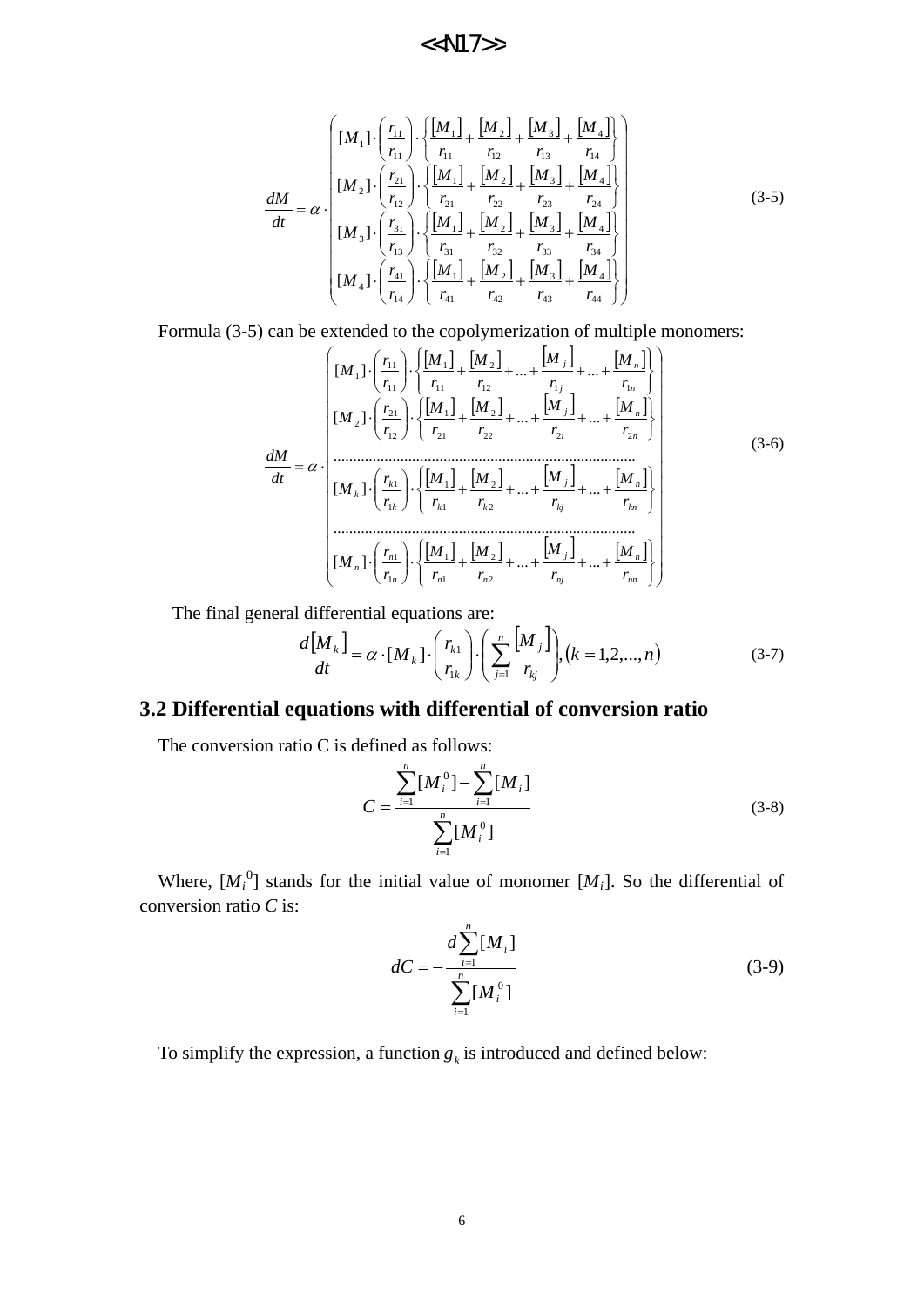$$\frac{dM}{dt} = \alpha \cdot \begin{pmatrix} [M_1] \cdot \left(\frac{r_{11}}{r_{11}}\right) \cdot \left\{ \frac{[M_1]}{r_{11}} + \frac{[M_2]}{r_{12}} + \frac{[M_3]}{r_{13}} + \frac{[M_4]}{r_{14}} \right\} \\ [M_2] \cdot \left(\frac{r_{21}}{r_{12}}\right) \cdot \left\{ \frac{[M_1]}{r_{21}} + \frac{[M_2]}{r_{22}} + \frac{[M_3]}{r_{23}} + \frac{[M_4]}{r_{24}} \right\} \\ [M_3] \cdot \left(\frac{r_{31}}{r_{13}}\right) \cdot \left\{ \frac{[M_1]}{r_{31}} + \frac{[M_2]}{r_{32}} + \frac{[M_3]}{r_{33}} + \frac{[M_4]}{r_{34}} \right\} \\ [M_4] \cdot \left(\frac{r_{41}}{r_{14}}\right) \cdot \left\{ \frac{[M_1]}{r_{41}} + \frac{[M_2]}{r_{42}} + \frac{[M_3]}{r_{43}} + \frac{[M_4]}{r_{44}} \right\} \end{pmatrix} \tag{3-5}$$

Formula (3-5) can be extended to the copolymerization of multiple monomers:

$$\frac{dM}{dt} = \alpha \cdot \begin{pmatrix} [M_1] \cdot \left(\frac{r_{11}}{r_{11}}\right) \cdot \left\{ \frac{[M_1]}{r_{11}} + \frac{[M_2]}{r_{12}} + \ldots + \frac{[M_j]}{r_{1j}} + \ldots + \frac{[M_n]}{r_{1n}} \right\} \\ [M_2] \cdot \left(\frac{r_{21}}{r_{12}}\right) \cdot \left\{ \frac{[M_1]}{r_{21}} + \frac{[M_2]}{r_{22}} + \ldots + \frac{[M_j]}{r_{2i}} + \ldots + \frac{[M_n]}{r_{2n}} \right\} \\ \cdots\cdots\cdots\cdots\cdots\cdots\cdots\cdots\cdots\cdots \\ [M_k] \cdot \left(\frac{r_{k1}}{r_{1k}}\right) \cdot \left\{ \frac{[M_1]}{r_{k1}} + \frac{[M_2]}{r_{k2}} + \ldots + \frac{[M_j]}{r_{kj}} + \ldots + \frac{[M_n]}{r_{kn}} \right\} \\ \cdots\cdots\cdots\cdots\cdots\cdots\cdots\cdots\cdots\cdots \\ [M_n] \cdot \left(\frac{r_{n1}}{r_{1n}}\right) \cdot \left\{ \frac{[M_1]}{r_{n1}} + \frac{[M_2]}{r_{n2}} + \ldots + \frac{[M_j]}{r_{nj}} + \ldots + \frac{[M_n]}{r_{nn}} \right\} \end{pmatrix} \tag{3-6}$$

The final general differential equations are:

$$\frac{d[M_k]}{dt} = \alpha \cdot [M_k] \cdot \left(\frac{r_{k1}}{r_{1k}}\right) \cdot \left(\sum_{j=1}^{n} \frac{[M_j]}{r_{kj}}\right), (k = 1, 2, \ldots, n) \tag{3-7}$$

## 3.2 Differential equations with differential of conversion ratio

The conversion ratio C is defined as follows:

$$C = \frac{\sum_{i=1}^{n} [M_i^0] - \sum_{i=1}^{n} [M_i]}{\sum_{i=1}^{n} [M_i^0]} \tag{3-8}$$

Where, $[M_i^0]$ stands for the initial value of monomer $[M_i]$. So the differential of conversion ratio $C$ is:

$$dC = -\frac{d\sum_{i=1}^{n} [M_i]}{\sum_{i=1}^{n} [M_i^0]} \tag{3-9}$$

To simplify the expression, a function $g_k$ is introduced and defined below: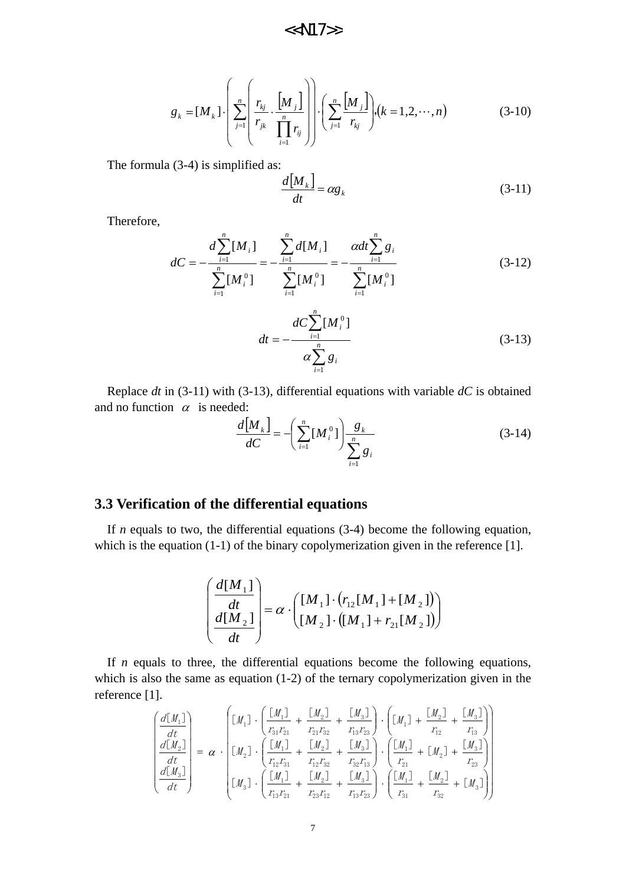$$g_k = [M_k] \cdot \left( \sum_{j=1}^{n} \left( \frac{r_{kj}}{r_{jk}} \cdot \frac{[M_j]}{\prod_{i=1}^{n} r_{ij}} \right) \right) \cdot \left( \sum_{j=1}^{n} \frac{[M_j]}{r_{kj}} \right), (k = 1,2,\cdots,n) \tag{3-10}$$

The formula (3-4) is simplified as:

$$\frac{d[M_k]}{dt} = \alpha g_k \tag{3-11}$$

Therefore,

$$dC = -\frac{d\sum_{i=1}^{n}[M_i]}{\sum_{i=1}^{n}[M_i^0]} = -\frac{\sum_{i=1}^{n} d[M_i]}{\sum_{i=1}^{n}[M_i^0]} = -\frac{\alpha dt \sum_{i=1}^{n} g_i}{\sum_{i=1}^{n}[M_i^0]} \tag{3-12}$$

$$dt = -\frac{dC\sum_{i=1}^{n}[M_i^0]}{\alpha \sum_{i=1}^{n} g_i} \tag{3-13}$$

Replace *dt* in (3-11) with (3-13), differential equations with variable *dC* is obtained and no function $\alpha$ is needed:

$$\frac{d[M_k]}{dC} = -\left( \sum_{i=1}^{n} [M_i^0] \right) \frac{g_k}{\sum_{i=1}^{n} g_i} \tag{3-14}$$

### 3.3 Verification of the differential equations

If *n* equals to two, the differential equations (3-4) become the following equation, which is the equation (1-1) of the binary copolymerization given in the reference [1].

$$\begin{pmatrix} \dfrac{d[M_1]}{dt} \\ \dfrac{d[M_2]}{dt} \end{pmatrix} = \alpha \cdot \begin{pmatrix} [M_1] \cdot (r_{12}[M_1] + [M_2]) \\ [M_2] \cdot ([M_1] + r_{21}[M_2]) \end{pmatrix}$$

If *n* equals to three, the differential equations become the following equations, which is also the same as equation (1-2) of the ternary copolymerization given in the reference [1].

$$\begin{pmatrix} \dfrac{d[M_1]}{dt} \\ \dfrac{d[M_2]}{dt} \\ \dfrac{d[M_3]}{dt} \end{pmatrix} = \alpha \cdot \begin{pmatrix} [M_1] \cdot \left( \dfrac{[M_1]}{r_{31}r_{21}} + \dfrac{[M_2]}{r_{21}r_{32}} + \dfrac{[M_3]}{r_{13}r_{23}} \right) \cdot \left( [M_1] + \dfrac{[M_2]}{r_{12}} + \dfrac{[M_3]}{r_{13}} \right) \\ [M_2] \cdot \left( \dfrac{[M_1]}{r_{12}r_{31}} + \dfrac{[M_2]}{r_{12}r_{32}} + \dfrac{[M_3]}{r_{32}r_{13}} \right) \cdot \left( \dfrac{[M_1]}{r_{21}} + [M_2] + \dfrac{[M_3]}{r_{23}} \right) \\ [M_3] \cdot \left( \dfrac{[M_1]}{r_{13}r_{21}} + \dfrac{[M_2]}{r_{23}r_{12}} + \dfrac{[M_3]}{r_{13}r_{23}} \right) \cdot \left( \dfrac{[M_1]}{r_{31}} + \dfrac{[M_2]}{r_{32}} + [M_3] \right) \end{pmatrix}$$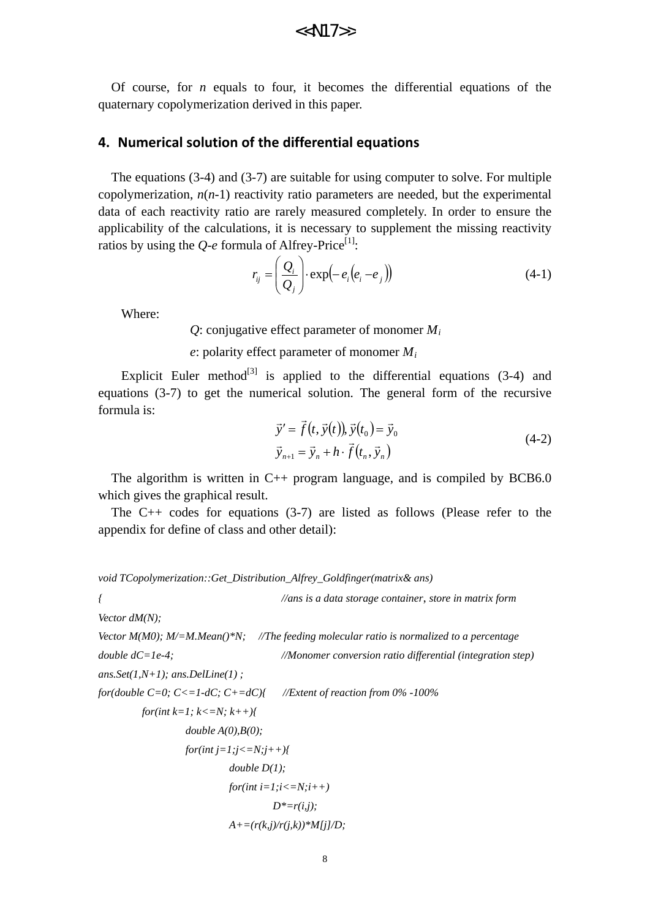Of course, for $n$ equals to four, it becomes the differential equations of the quaternary copolymerization derived in this paper.

## 4. Numerical solution of the differential equations

The equations (3-4) and (3-7) are suitable for using computer to solve. For multiple copolymerization, $n(n-1)$ reactivity ratio parameters are needed, but the experimental data of each reactivity ratio are rarely measured completely. In order to ensure the applicability of the calculations, it is necessary to supplement the missing reactivity ratios by using the $Q$-$e$ formula of Alfrey-Price[1]:

$$r_{ij} = \left(\frac{Q_i}{Q_j}\right) \cdot \exp\left(-e_i\left(e_i - e_j\right)\right) \tag{4-1}$$

Where:

$Q$: conjugative effect parameter of monomer $M_i$

$e$: polarity effect parameter of monomer $M_i$

Explicit Euler method[3] is applied to the differential equations (3-4) and equations (3-7) to get the numerical solution. The general form of the recursive formula is:

$$\begin{aligned} \vec{y}' &= \vec{f}\left(t, \vec{y}(t)\right), \vec{y}(t_0) = \vec{y}_0 \\ \vec{y}_{n+1} &= \vec{y}_n + h \cdot \vec{f}\left(t_n, \vec{y}_n\right) \end{aligned} \tag{4-2}$$

The algorithm is written in C++ program language, and is compiled by BCB6.0 which gives the graphical result.

The C++ codes for equations (3-7) are listed as follows (Please refer to the appendix for define of class and other detail):

```
void TCopolymerization::Get_Distribution_Alfrey_Goldfinger(matrix& ans)
{                                       //ans is a data storage container, store in matrix form
Vector dM(N);
Vector M(M0); M/=M.Mean()*N;     //The feeding molecular ratio is normalized to a percentage
double dC=1e-4;                         //Monomer conversion ratio differential (integration step)
ans.Set(1,N+1); ans.DelLine(1) ;
for(double C=0; C<=1-dC; C+=dC){      //Extent of reaction from 0% -100%
        for(int k=1; k<=N; k++){
                double A(0),B(0);
                for(int j=1;j<=N;j++){
                        double D(1);
                        for(int i=1;i<=N;i++)
                                D*=r(i,j);
                        A+=(r(k,j)/r(j,k))*M[j]/D;
```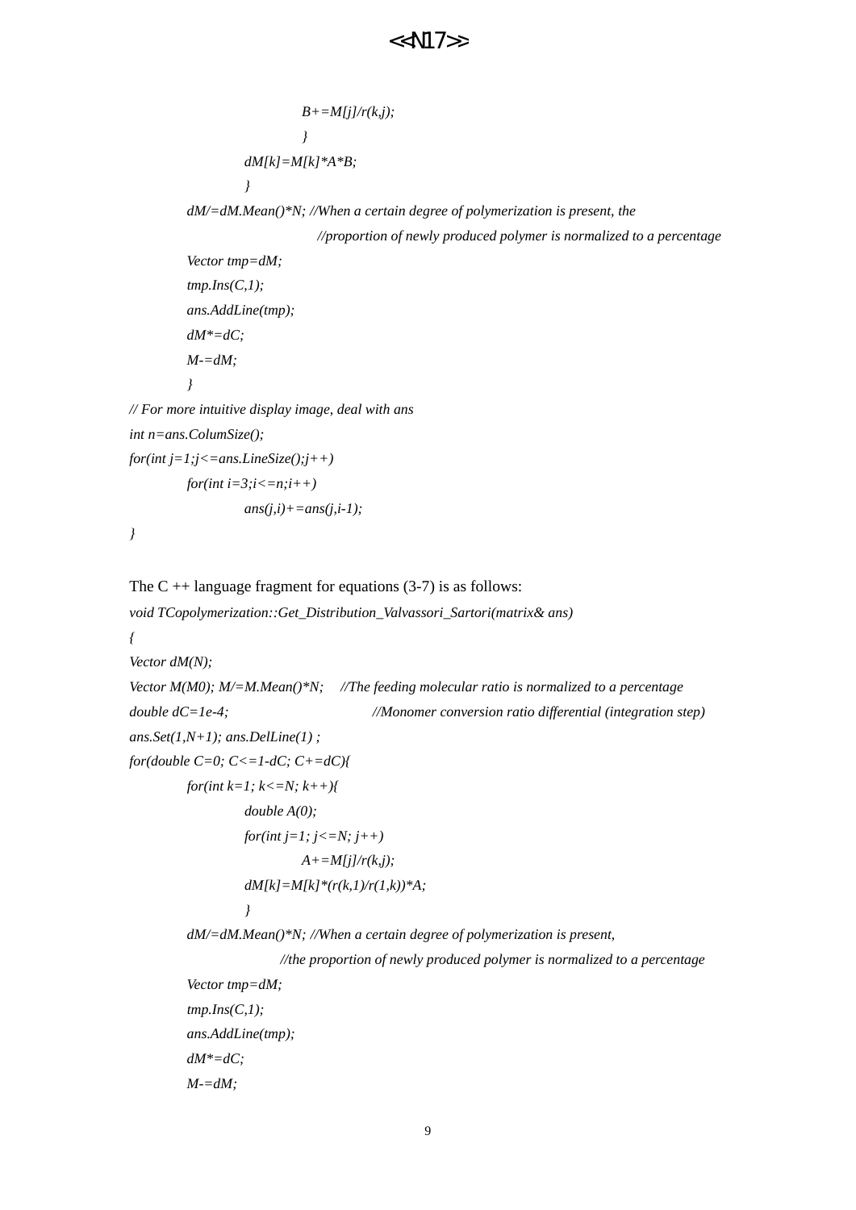```
                    B+=M[j]/r(k,j);
                    }
          dM[k]=M[k]*A*B;
          }
     dM/=dM.Mean()*N; //When a certain degree of polymerization is present, the
                    //proportion of newly produced polymer is normalized to a percentage
     Vector tmp=dM;
     tmp.Ins(C,1);
     ans.AddLine(tmp);
     dM*=dC;
     M-=dM;
     }
// For more intuitive display image, deal with ans
int n=ans.ColumSize();
for(int j=1;j<=ans.LineSize();j++)
     for(int i=3;i<=n;i++)
          ans(j,i)+=ans(j,i-1);
}
```

The C ++ language fragment for equations (3-7) is as follows:

```
void TCopolymerization::Get_Distribution_Valvassori_Sartori(matrix& ans)
{
Vector dM(N);
Vector M(M0); M/=M.Mean()*N;     //The feeding molecular ratio is normalized to a percentage
double dC=1e-4;                  //Monomer conversion ratio differential (integration step)
ans.Set(1,N+1); ans.DelLine(1) ;
for(double C=0; C<=1-dC; C+=dC){
     for(int k=1; k<=N; k++){
          double A(0);
          for(int j=1; j<=N; j++)
               A+=M[j]/r(k,j);
          dM[k]=M[k]*(r(k,1)/r(1,k))*A;
          }
     dM/=dM.Mean()*N; //When a certain degree of polymerization is present,
               //the proportion of newly produced polymer is normalized to a percentage
     Vector tmp=dM;
     tmp.Ins(C,1);
     ans.AddLine(tmp);
     dM*=dC;
     M-=dM;
```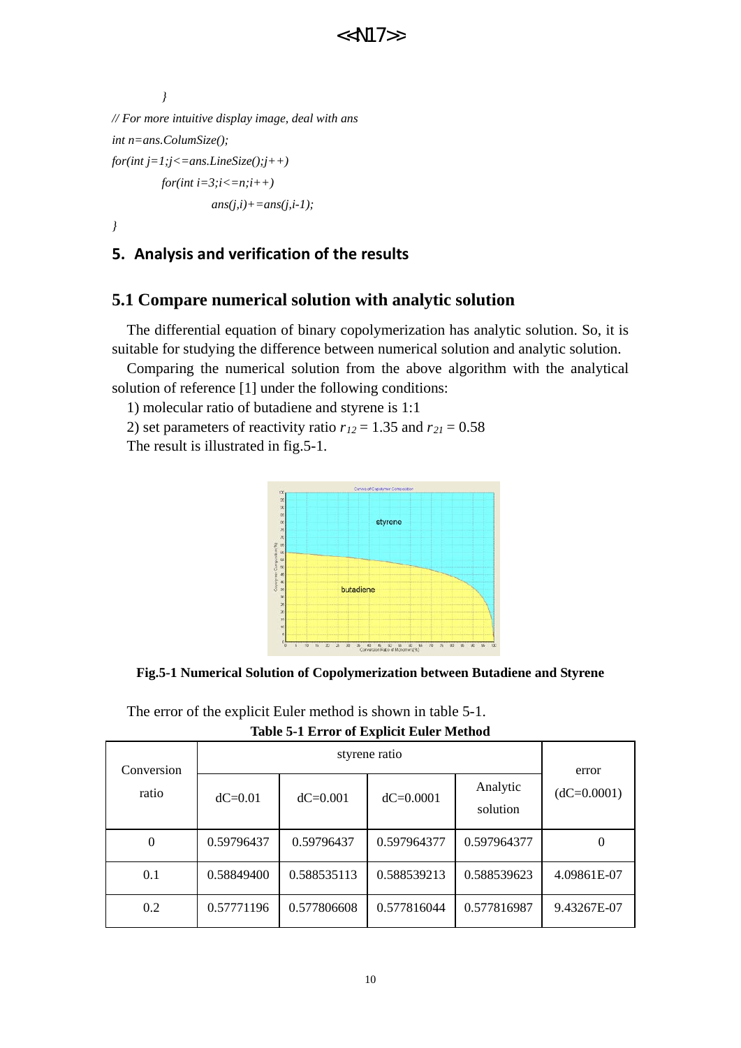```
    }
// For more intuitive display image, deal with ans
int n=ans.ColumSize();
for(int j=1;j<=ans.LineSize();j++)
    for(int i=3;i<=n;i++)
        ans(j,i)+=ans(j,i-1);
}
```

## 5. Analysis and verification of the results

### 5.1 Compare numerical solution with analytic solution

The differential equation of binary copolymerization has analytic solution. So, it is suitable for studying the difference between numerical solution and analytic solution.

Comparing the numerical solution from the above algorithm with the analytical solution of reference [1] under the following conditions:

1) molecular ratio of butadiene and styrene is 1:1

2) set parameters of reactivity ratio $r_{12}$ = 1.35 and $r_{21}$ = 0.58

The result is illustrated in fig.5-1.

**Fig.5-1 Numerical Solution of Copolymerization between Butadiene and Styrene**

The error of the explicit Euler method is shown in table 5-1.

**Table 5-1 Error of Explicit Euler Method**

| Conversion ratio | styrene ratio | | | | error (dC=0.0001) |
|---|---|---|---|---|---|
| | dC=0.01 | dC=0.001 | dC=0.0001 | Analytic solution | |
| 0 | 0.59796437 | 0.59796437 | 0.597964377 | 0.597964377 | 0 |
| 0.1 | 0.58849400 | 0.588535113 | 0.588539213 | 0.588539623 | 4.09861E-07 |
| 0.2 | 0.57771196 | 0.577806608 | 0.577816044 | 0.577816987 | 9.43267E-07 |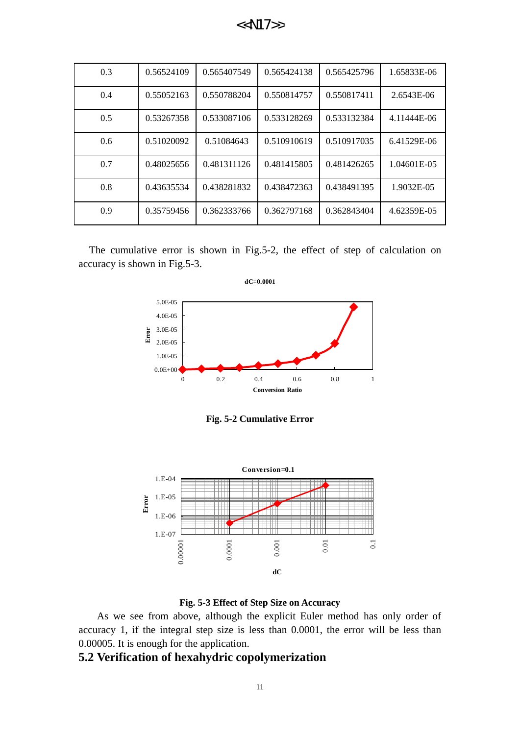| 0.3 | 0.56524109 | 0.565407549 | 0.565424138 | 0.565425796 | 1.65833E-06 |
|---|---|---|---|---|---|
| 0.4 | 0.55052163 | 0.550788204 | 0.550814757 | 0.550817411 | 2.6543E-06 |
| 0.5 | 0.53267358 | 0.533087106 | 0.533128269 | 0.533132384 | 4.11444E-06 |
| 0.6 | 0.51020092 | 0.51084643 | 0.510910619 | 0.510917035 | 6.41529E-06 |
| 0.7 | 0.48025656 | 0.481311126 | 0.481415805 | 0.481426265 | 1.04601E-05 |
| 0.8 | 0.43635534 | 0.438281832 | 0.438472363 | 0.438491395 | 1.9032E-05 |
| 0.9 | 0.35759456 | 0.362333766 | 0.362797168 | 0.362843404 | 4.62359E-05 |

The cumulative error is shown in Fig.5-2, the effect of step of calculation on accuracy is shown in Fig.5-3.

**Fig. 5-2 Cumulative Error**

**Fig. 5-3 Effect of Step Size on Accuracy**

As we see from above, although the explicit Euler method has only order of accuracy 1, if the integral step size is less than 0.0001, the error will be less than 0.00005. It is enough for the application.

## 5.2 Verification of hexahydric copolymerization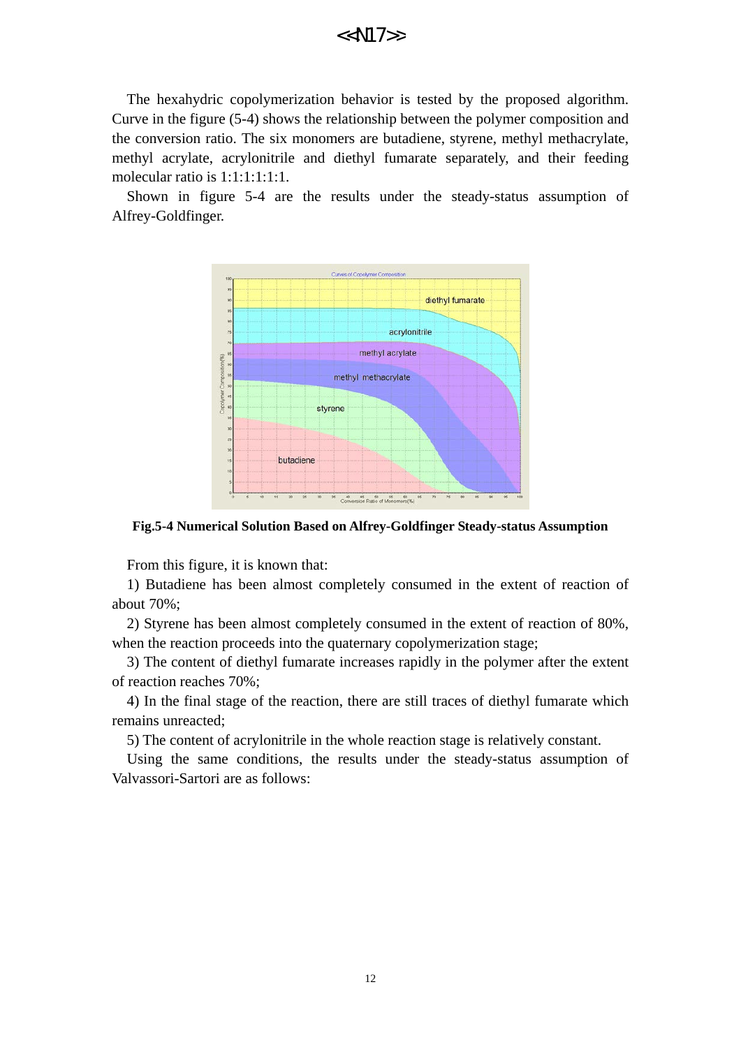The hexahydric copolymerization behavior is tested by the proposed algorithm. Curve in the figure (5-4) shows the relationship between the polymer composition and the conversion ratio. The six monomers are butadiene, styrene, methyl methacrylate, methyl acrylate, acrylonitrile and diethyl fumarate separately, and their feeding molecular ratio is 1:1:1:1:1:1.

Shown in figure 5-4 are the results under the steady-status assumption of Alfrey-Goldfinger.

**Fig.5-4 Numerical Solution Based on Alfrey-Goldfinger Steady-status Assumption**

From this figure, it is known that:

1) Butadiene has been almost completely consumed in the extent of reaction of about 70%;

2) Styrene has been almost completely consumed in the extent of reaction of 80%, when the reaction proceeds into the quaternary copolymerization stage;

3) The content of diethyl fumarate increases rapidly in the polymer after the extent of reaction reaches 70%;

4) In the final stage of the reaction, there are still traces of diethyl fumarate which remains unreacted;

5) The content of acrylonitrile in the whole reaction stage is relatively constant.

Using the same conditions, the results under the steady-status assumption of Valvassori-Sartori are as follows: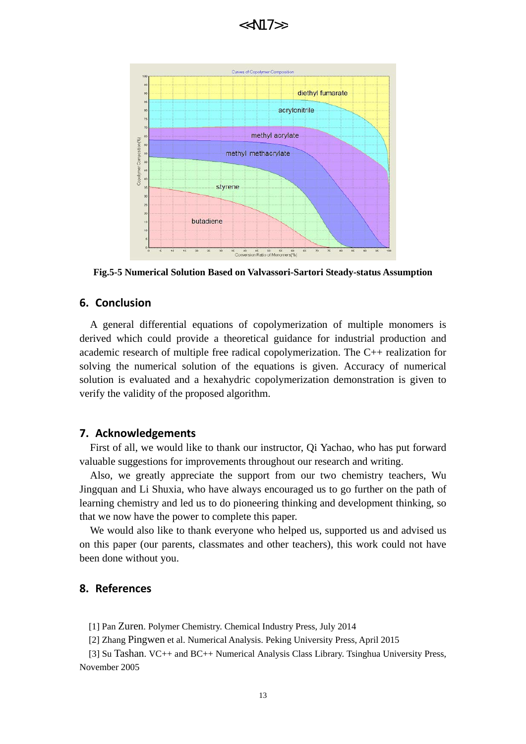**Fig.5-5 Numerical Solution Based on Valvassori-Sartori Steady-status Assumption**

## 6. Conclusion

A general differential equations of copolymerization of multiple monomers is derived which could provide a theoretical guidance for industrial production and academic research of multiple free radical copolymerization. The C++ realization for solving the numerical solution of the equations is given. Accuracy of numerical solution is evaluated and a hexahydric copolymerization demonstration is given to verify the validity of the proposed algorithm.

## 7. Acknowledgements

First of all, we would like to thank our instructor, Qi Yachao, who has put forward valuable suggestions for improvements throughout our research and writing.

Also, we greatly appreciate the support from our two chemistry teachers, Wu Jingquan and Li Shuxia, who have always encouraged us to go further on the path of learning chemistry and led us to do pioneering thinking and development thinking, so that we now have the power to complete this paper.

We would also like to thank everyone who helped us, supported us and advised us on this paper (our parents, classmates and other teachers), this work could not have been done without you.

## 8. References

[1] Pan Zuren. Polymer Chemistry. Chemical Industry Press, July 2014

[2] Zhang Pingwen et al. Numerical Analysis. Peking University Press, April 2015

[3] Su Tashan. VC++ and BC++ Numerical Analysis Class Library. Tsinghua University Press, November 2005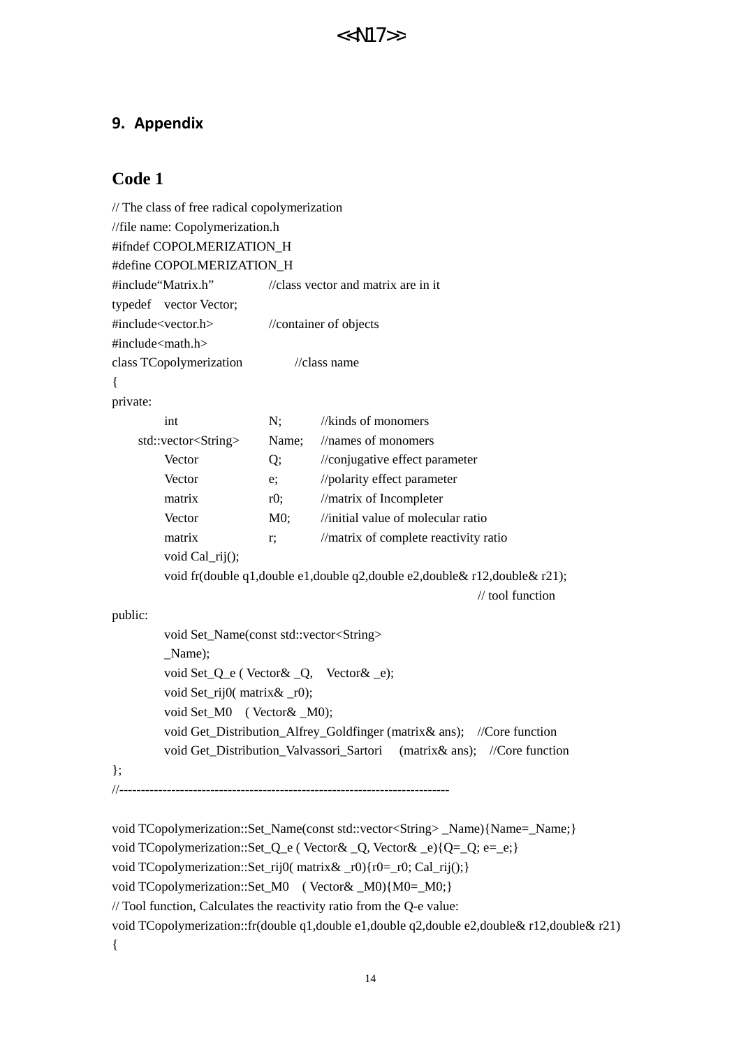## 9. Appendix

### Code 1

```
// The class of free radical copolymerization
//file name: Copolymerization.h
#ifndef COPOLMERIZATION_H
#define COPOLMERIZATION_H
#include“Matrix.h”          //class vector and matrix are in it
typedef    vector Vector;
#include<vector.h>          //container of objects
#include<math.h>
class TCopolymerization          //class name
{
private:
        int                 N;        //kinds of monomers
     std::vector<String>    Name;     //names of monomers
        Vector              Q;        //conjugative effect parameter
        Vector              e;        //polarity effect parameter
        matrix              r0;       //matrix of Incompleter
        Vector              M0;       //initial value of molecular ratio
        matrix              r;        //matrix of complete reactivity ratio
        void Cal_rij();
        void fr(double q1,double e1,double q2,double e2,double& r12,double& r21);
                                                              // tool function
public:
        void Set_Name(const std::vector<String>
        _Name);
        void Set_Q_e ( Vector& _Q,    Vector& _e);
        void Set_rij0( matrix& _r0);
        void Set_M0    ( Vector& _M0);
        void Get_Distribution_Alfrey_Goldfinger (matrix& ans);    //Core function
        void Get_Distribution_Valvassori_Sartori     (matrix& ans);    //Core function
};
//---------------------------------------------------------------------------

void TCopolymerization::Set_Name(const std::vector<String> _Name){Name=_Name;}
void TCopolymerization::Set_Q_e ( Vector& _Q, Vector& _e){Q=_Q; e=_e;}
void TCopolymerization::Set_rij0( matrix& _r0){r0=_r0; Cal_rij();}
void TCopolymerization::Set_M0    ( Vector& _M0){M0=_M0;}
// Tool function, Calculates the reactivity ratio from the Q-e value:
void TCopolymerization::fr(double q1,double e1,double q2,double e2,double& r12,double& r21)
{
```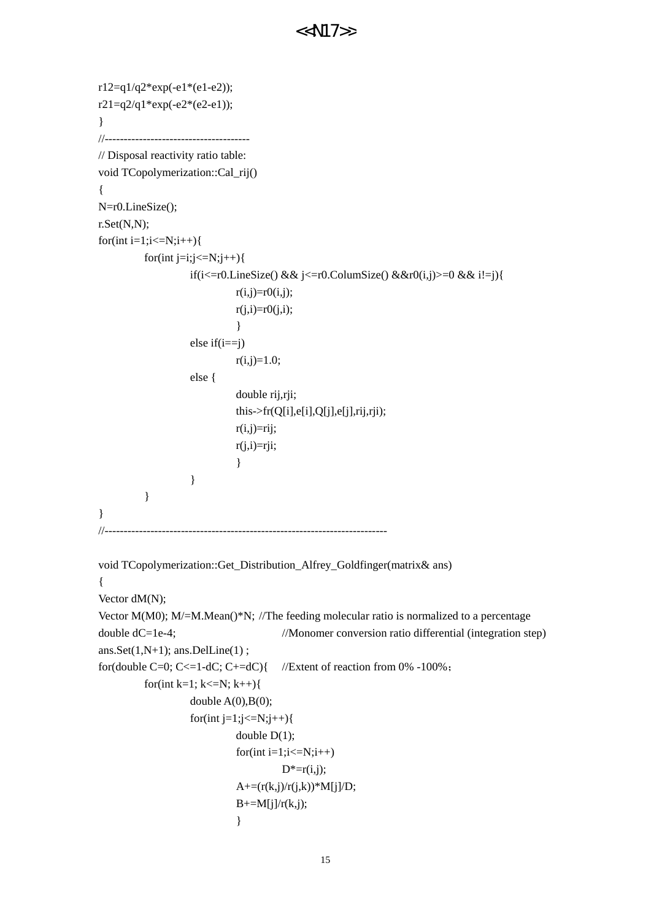```
r12=q1/q2*exp(-e1*(e1-e2));
r21=q2/q1*exp(-e2*(e2-e1));
}
//--------------------------------------
// Disposal reactivity ratio table:
void TCopolymerization::Cal_rij()
{
N=r0.LineSize();
r.Set(N,N);
for(int i=1;i<=N;i++){
        for(int j=i;j<=N;j++){
                if(i<=r0.LineSize() && j<=r0.ColumSize() &&r0(i,j)>=0 && i!=j){
                        r(i,j)=r0(i,j);
                        r(j,i)=r0(j,i);
                        }
                else if(i==j)
                        r(i,j)=1.0;
                else {
                        double rij,rji;
                        this->fr(Q[i],e[i],Q[j],e[j],rij,rji);
                        r(i,j)=rij;
                        r(j,i)=rji;
                        }
                }
        }
}
//--------------------------------------------------------------------------

void TCopolymerization::Get_Distribution_Alfrey_Goldfinger(matrix& ans)
{
Vector dM(N);
Vector M(M0); M/=M.Mean()*N; //The feeding molecular ratio is normalized to a percentage
double dC=1e-4;                 //Monomer conversion ratio differential (integration step)
ans.Set(1,N+1); ans.DelLine(1) ;
for(double C=0; C<=1-dC; C+=dC){    //Extent of reaction from 0% -100%；
        for(int k=1; k<=N; k++){
                double A(0),B(0);
                for(int j=1;j<=N;j++){
                        double D(1);
                        for(int i=1;i<=N;i++)
                                D*=r(i,j);
                        A+=(r(k,j)/r(j,k))*M[j]/D;
                        B+=M[j]/r(k,j);
                        }
```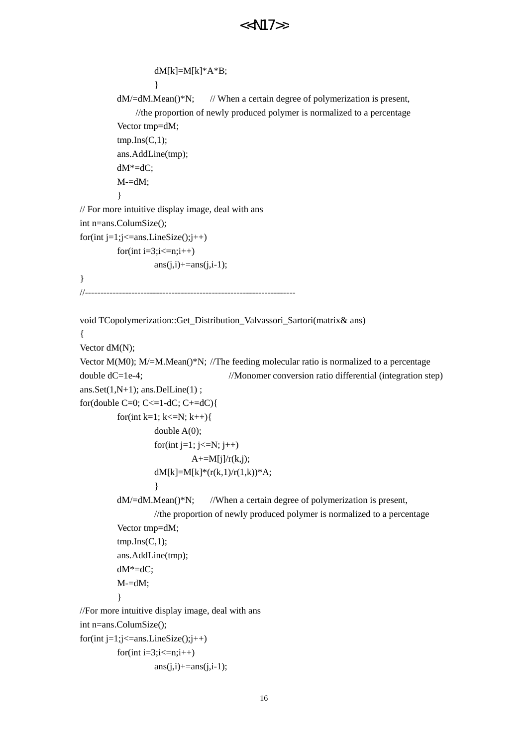```
                dM[k]=M[k]*A*B;
                }
        dM/=dM.Mean()*N;    // When a certain degree of polymerization is present,
            //the proportion of newly produced polymer is normalized to a percentage
        Vector tmp=dM;
        tmp.Ins(C,1);
        ans.AddLine(tmp);
        dM*=dC;
        M-=dM;
        }
// For more intuitive display image, deal with ans
int n=ans.ColumSize();
for(int j=1;j<=ans.LineSize();j++)
        for(int i=3;i<=n;i++)
                ans(j,i)+=ans(j,i-1);
}
//--------------------------------------------------------------------

void TCopolymerization::Get_Distribution_Valvassori_Sartori(matrix& ans)
{
Vector dM(N);
Vector M(M0); M/=M.Mean()*N; //The feeding molecular ratio is normalized to a percentage
double dC=1e-4;                 //Monomer conversion ratio differential (integration step)
ans.Set(1,N+1); ans.DelLine(1) ;
for(double C=0; C<=1-dC; C+=dC){
        for(int k=1; k<=N; k++){
                double A(0);
                for(int j=1; j<=N; j++)
                        A+=M[j]/r(k,j);
                dM[k]=M[k]*(r(k,1)/r(1,k))*A;
                }
        dM/=dM.Mean()*N;    //When a certain degree of polymerization is present,
                //the proportion of newly produced polymer is normalized to a percentage
        Vector tmp=dM;
        tmp.Ins(C,1);
        ans.AddLine(tmp);
        dM*=dC;
        M-=dM;
        }
//For more intuitive display image, deal with ans
int n=ans.ColumSize();
for(int j=1;j<=ans.LineSize();j++)
        for(int i=3;i<=n;i++)
                ans(j,i)+=ans(j,i-1);
```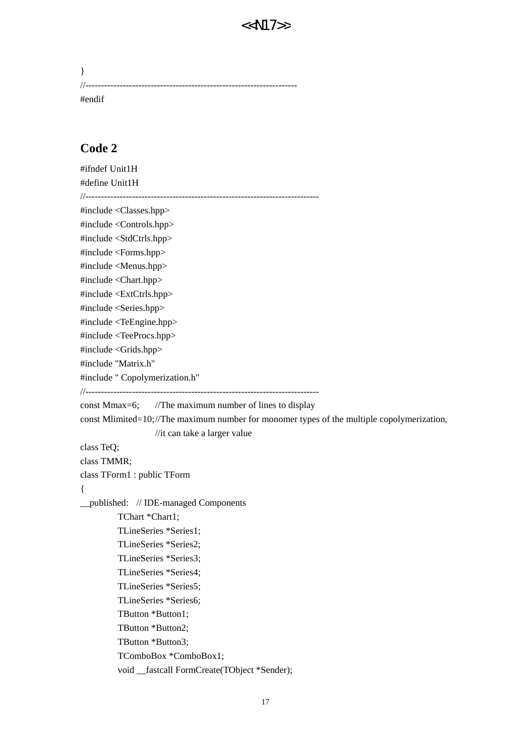```
}
//--------------------------------------------------------------------
#endif
```

## Code 2

```
#ifndef Unit1H
#define Unit1H
//---------------------------------------------------------------------------
#include <Classes.hpp>
#include <Controls.hpp>
#include <StdCtrls.hpp>
#include <Forms.hpp>
#include <Menus.hpp>
#include <Chart.hpp>
#include <ExtCtrls.hpp>
#include <Series.hpp>
#include <TeEngine.hpp>
#include <TeeProcs.hpp>
#include <Grids.hpp>
#include "Matrix.h"
#include " Copolymerization.h"
//---------------------------------------------------------------------------
const Mmax=6;       //The maximum number of lines to display
const Mlimited=10;//The maximum number for monomer types of the multiple copolymerization,
                    //it can take a larger value
class TeQ;
class TMMR;
class TForm1 : public TForm
{
__published:   // IDE-managed Components
        TChart *Chart1;
        TLineSeries *Series1;
        TLineSeries *Series2;
        TLineSeries *Series3;
        TLineSeries *Series4;
        TLineSeries *Series5;
        TLineSeries *Series6;
        TButton *Button1;
        TButton *Button2;
        TButton *Button3;
        TComboBox *ComboBox1;
        void __fastcall FormCreate(TObject *Sender);
```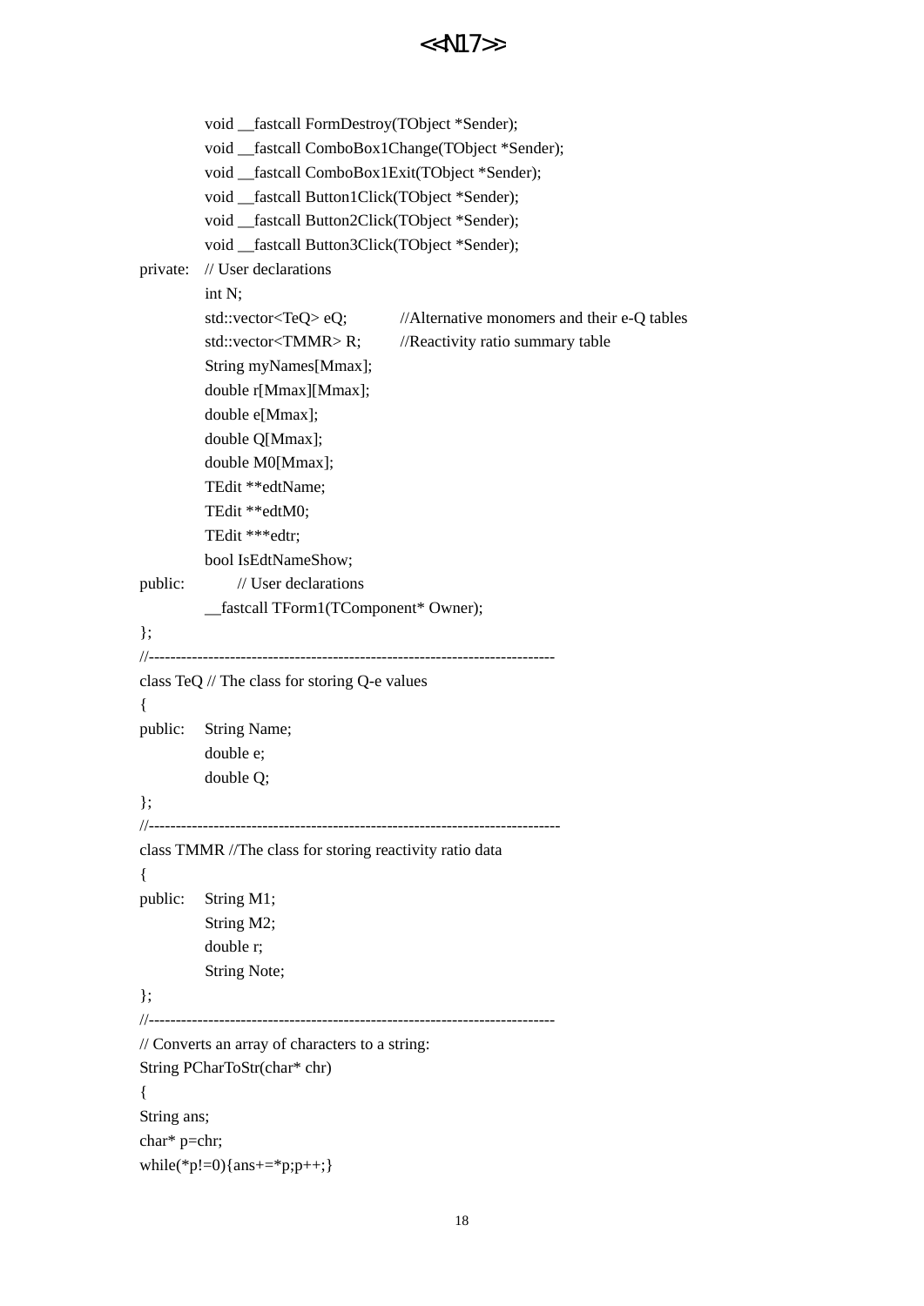```
        void __fastcall FormDestroy(TObject *Sender);
        void __fastcall ComboBox1Change(TObject *Sender);
        void __fastcall ComboBox1Exit(TObject *Sender);
        void __fastcall Button1Click(TObject *Sender);
        void __fastcall Button2Click(TObject *Sender);
        void __fastcall Button3Click(TObject *Sender);
private:    // User declarations
        int N;
        std::vector<TeQ> eQ;        //Alternative monomers and their e-Q tables
        std::vector<TMMR> R;        //Reactivity ratio summary table
        String myNames[Mmax];
        double r[Mmax][Mmax];
        double e[Mmax];
        double Q[Mmax];
        double M0[Mmax];
        TEdit **edtName;
        TEdit **edtM0;
        TEdit ***edtr;
        bool IsEdtNameShow;
public:         // User declarations
        __fastcall TForm1(TComponent* Owner);
};
//---------------------------------------------------------------------------
class TeQ // The class for storing Q-e values
{
public: String Name;
        double e;
        double Q;
};
//---------------------------------------------------------------------------
class TMMR //The class for storing reactivity ratio data
{
public: String M1;
        String M2;
        double r;
        String Note;
};
//---------------------------------------------------------------------------
// Converts an array of characters to a string:
String PCharToStr(char* chr)
{
String ans;
char* p=chr;
while(*p!=0){ans+=*p;p++;}
```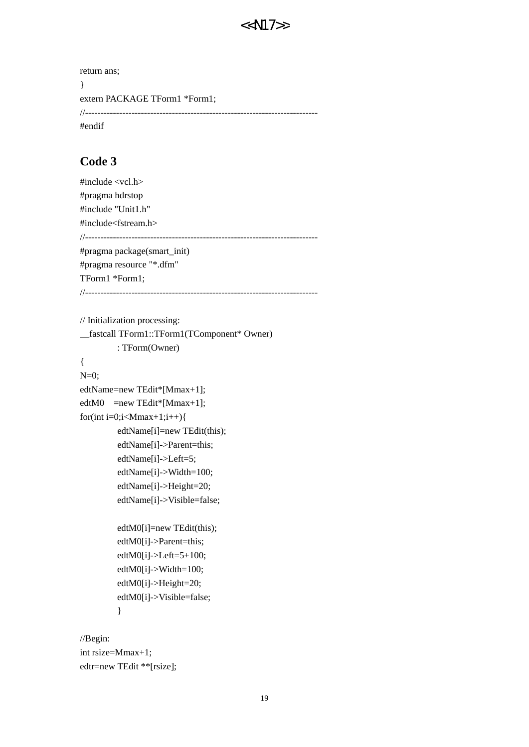```
return ans;
}
extern PACKAGE TForm1 *Form1;
//---------------------------------------------------------------------------
#endif
```

## Code 3

```
#include <vcl.h>
#pragma hdrstop
#include "Unit1.h"
#include<fstream.h>
//---------------------------------------------------------------------------
#pragma package(smart_init)
#pragma resource "*.dfm"
TForm1 *Form1;
//---------------------------------------------------------------------------

// Initialization processing:
__fastcall TForm1::TForm1(TComponent* Owner)
        : TForm(Owner)
{
N=0;
edtName=new TEdit*[Mmax+1];
edtM0    =new TEdit*[Mmax+1];
for(int i=0;i<Mmax+1;i++){
        edtName[i]=new TEdit(this);
        edtName[i]->Parent=this;
        edtName[i]->Left=5;
        edtName[i]->Width=100;
        edtName[i]->Height=20;
        edtName[i]->Visible=false;

        edtM0[i]=new TEdit(this);
        edtM0[i]->Parent=this;
        edtM0[i]->Left=5+100;
        edtM0[i]->Width=100;
        edtM0[i]->Height=20;
        edtM0[i]->Visible=false;
        }

//Begin:
int rsize=Mmax+1;
edtr=new TEdit **[rsize];
```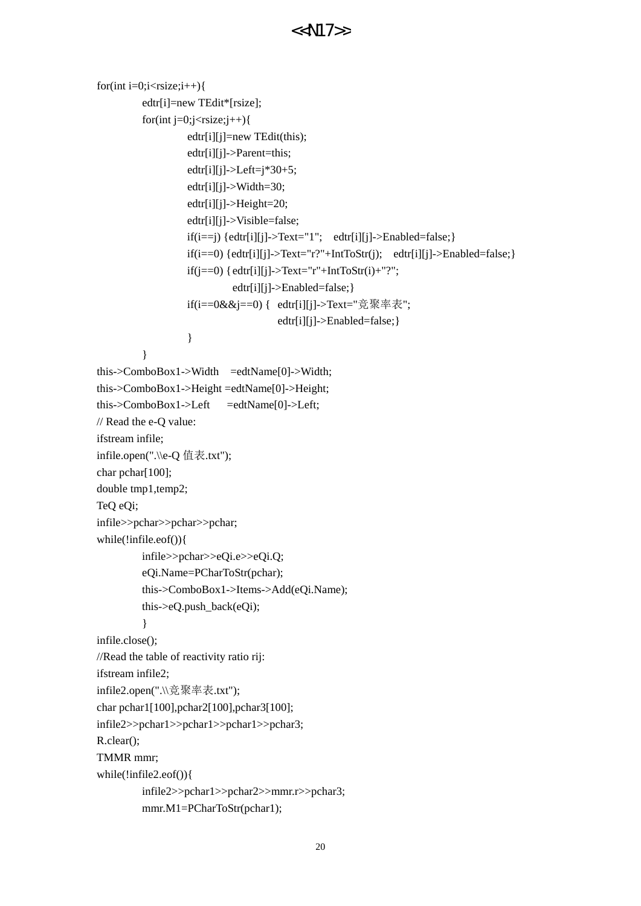```
for(int i=0;i<rsize;i++){
        edtr[i]=new TEdit*[rsize];
        for(int j=0;j<rsize;j++){
                edtr[i][j]=new TEdit(this);
                edtr[i][j]->Parent=this;
                edtr[i][j]->Left=j*30+5;
                edtr[i][j]->Width=30;
                edtr[i][j]->Height=20;
                edtr[i][j]->Visible=false;
                if(i==j) {edtr[i][j]->Text="1";    edtr[i][j]->Enabled=false;}
                if(i==0) {edtr[i][j]->Text="r?"+IntToStr(j);    edtr[i][j]->Enabled=false;}
                if(j==0) { edtr[i][j]->Text="r"+IntToStr(i)+"?";
                        edtr[i][j]->Enabled=false;}
                if(i==0&&j==0) {   edtr[i][j]->Text="竞聚率表";
                                edtr[i][j]->Enabled=false;}
                }
        }
this->ComboBox1->Width    =edtName[0]->Width;
this->ComboBox1->Height =edtName[0]->Height;
this->ComboBox1->Left      =edtName[0]->Left;
// Read the e-Q value:
ifstream infile;
infile.open(".\\e-Q 值表.txt");
char pchar[100];
double tmp1,temp2;
TeQ eQi;
infile>>pchar>>pchar>>pchar;
while(!infile.eof()){
        infile>>pchar>>eQi.e>>eQi.Q;
        eQi.Name=PCharToStr(pchar);
        this->ComboBox1->Items->Add(eQi.Name);
        this->eQ.push_back(eQi);
        }
infile.close();
//Read the table of reactivity ratio rij:
ifstream infile2;
infile2.open(".\\竞聚率表.txt");
char pchar1[100],pchar2[100],pchar3[100];
infile2>>pchar1>>pchar1>>pchar1>>pchar3;
R.clear();
TMMR mmr;
while(!infile2.eof()){
        infile2>>pchar1>>pchar2>>mmr.r>>pchar3;
        mmr.M1=PCharToStr(pchar1);
```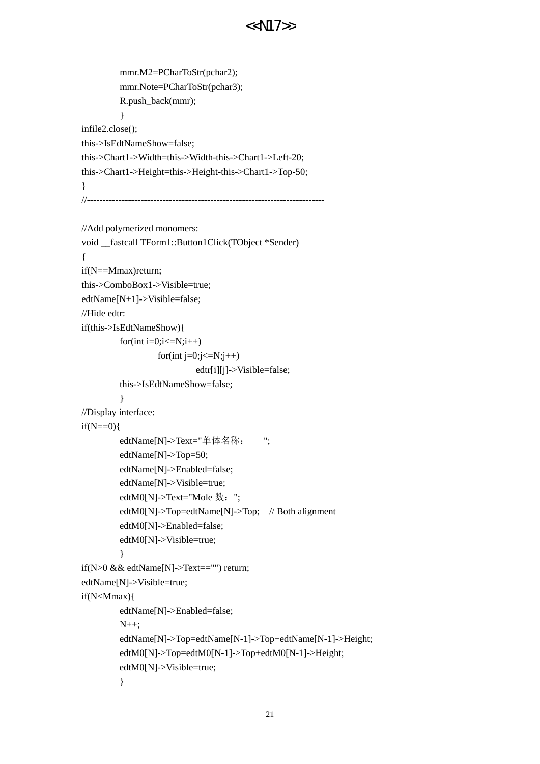```
        mmr.M2=PCharToStr(pchar2);
        mmr.Note=PCharToStr(pchar3);
        R.push_back(mmr);
        }
infile2.close();
this->IsEdtNameShow=false;
this->Chart1->Width=this->Width-this->Chart1->Left-20;
this->Chart1->Height=this->Height-this->Chart1->Top-50;
}
//---------------------------------------------------------------------------

//Add polymerized monomers:
void __fastcall TForm1::Button1Click(TObject *Sender)
{
if(N==Mmax)return;
this->ComboBox1->Visible=true;
edtName[N+1]->Visible=false;
//Hide edtr:
if(this->IsEdtNameShow){
        for(int i=0;i<=N;i++)
                for(int j=0;j<=N;j++)
                        edtr[i][j]->Visible=false;
        this->IsEdtNameShow=false;
        }
//Display interface:
if(N==0){
        edtName[N]->Text="单体名称：    ";
        edtName[N]->Top=50;
        edtName[N]->Enabled=false;
        edtName[N]->Visible=true;
        edtM0[N]->Text="Mole 数：";
        edtM0[N]->Top=edtName[N]->Top;   // Both alignment
        edtM0[N]->Enabled=false;
        edtM0[N]->Visible=true;
        }
if(N>0 && edtName[N]->Text=="") return;
edtName[N]->Visible=true;
if(N<Mmax){
        edtName[N]->Enabled=false;
        N++;
        edtName[N]->Top=edtName[N-1]->Top+edtName[N-1]->Height;
        edtM0[N]->Top=edtM0[N-1]->Top+edtM0[N-1]->Height;
        edtM0[N]->Visible=true;
        }
```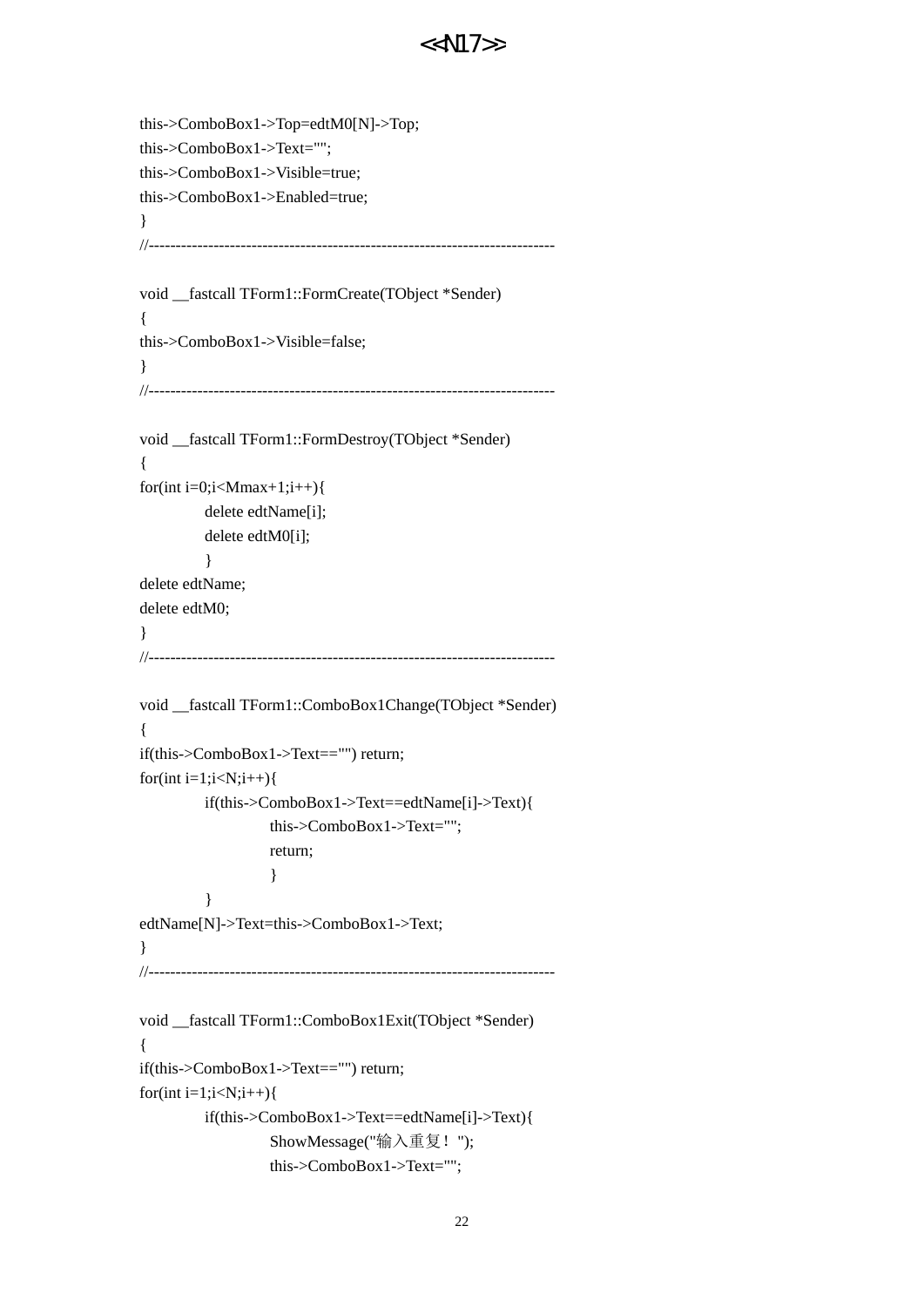```
this->ComboBox1->Top=edtM0[N]->Top;
this->ComboBox1->Text="";
this->ComboBox1->Visible=true;
this->ComboBox1->Enabled=true;
}
//---------------------------------------------------------------------------

void __fastcall TForm1::FormCreate(TObject *Sender)
{
this->ComboBox1->Visible=false;
}
//---------------------------------------------------------------------------

void __fastcall TForm1::FormDestroy(TObject *Sender)
{
for(int i=0;i<Mmax+1;i++){
        delete edtName[i];
        delete edtM0[i];
        }
delete edtName;
delete edtM0;
}
//---------------------------------------------------------------------------

void __fastcall TForm1::ComboBox1Change(TObject *Sender)
{
if(this->ComboBox1->Text=="") return;
for(int i=1;i<N;i++){
        if(this->ComboBox1->Text==edtName[i]->Text){
                this->ComboBox1->Text="";
                return;
                }
        }
edtName[N]->Text=this->ComboBox1->Text;
}
//---------------------------------------------------------------------------

void __fastcall TForm1::ComboBox1Exit(TObject *Sender)
{
if(this->ComboBox1->Text=="") return;
for(int i=1;i<N;i++){
        if(this->ComboBox1->Text==edtName[i]->Text){
                ShowMessage("输入重复！");
                this->ComboBox1->Text="";
```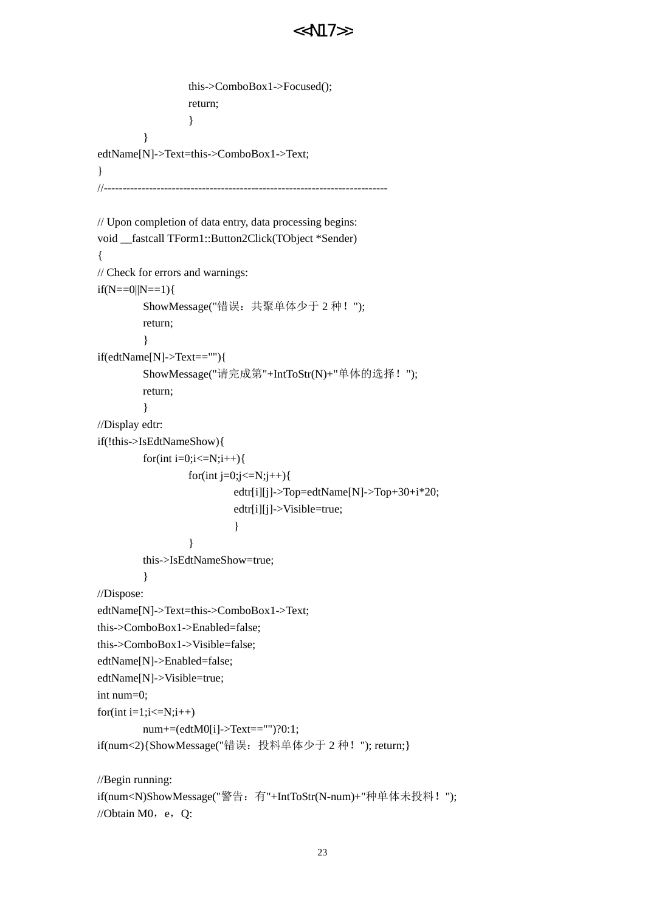```
                        this->ComboBox1->Focused();
                        return;
                        }
            }
edtName[N]->Text=this->ComboBox1->Text;
}
//---------------------------------------------------------------------------

// Upon completion of data entry, data processing begins:
void __fastcall TForm1::Button2Click(TObject *Sender)
{
// Check for errors and warnings:
if(N==0||N==1){
            ShowMessage("错误：共聚单体少于 2 种！");
            return;
            }
if(edtName[N]->Text==""){
            ShowMessage("请完成第"+IntToStr(N)+"单体的选择！");
            return;
            }
//Display edtr:
if(!this->IsEdtNameShow){
            for(int i=0;i<=N;i++){
                        for(int j=0;j<=N;j++){
                                    edtr[i][j]->Top=edtName[N]->Top+30+i*20;
                                    edtr[i][j]->Visible=true;
                                    }
                        }
            this->IsEdtNameShow=true;
            }
//Dispose:
edtName[N]->Text=this->ComboBox1->Text;
this->ComboBox1->Enabled=false;
this->ComboBox1->Visible=false;
edtName[N]->Enabled=false;
edtName[N]->Visible=true;
int num=0;
for(int i=1;i<=N;i++)
            num+=(edtM0[i]->Text=="")?0:1;
if(num<2){ShowMessage("错误：投料单体少于 2 种！"); return;}

//Begin running:
if(num<N)ShowMessage("警告：有"+IntToStr(N-num)+"种单体未投料！");
//Obtain M0，e，Q:
```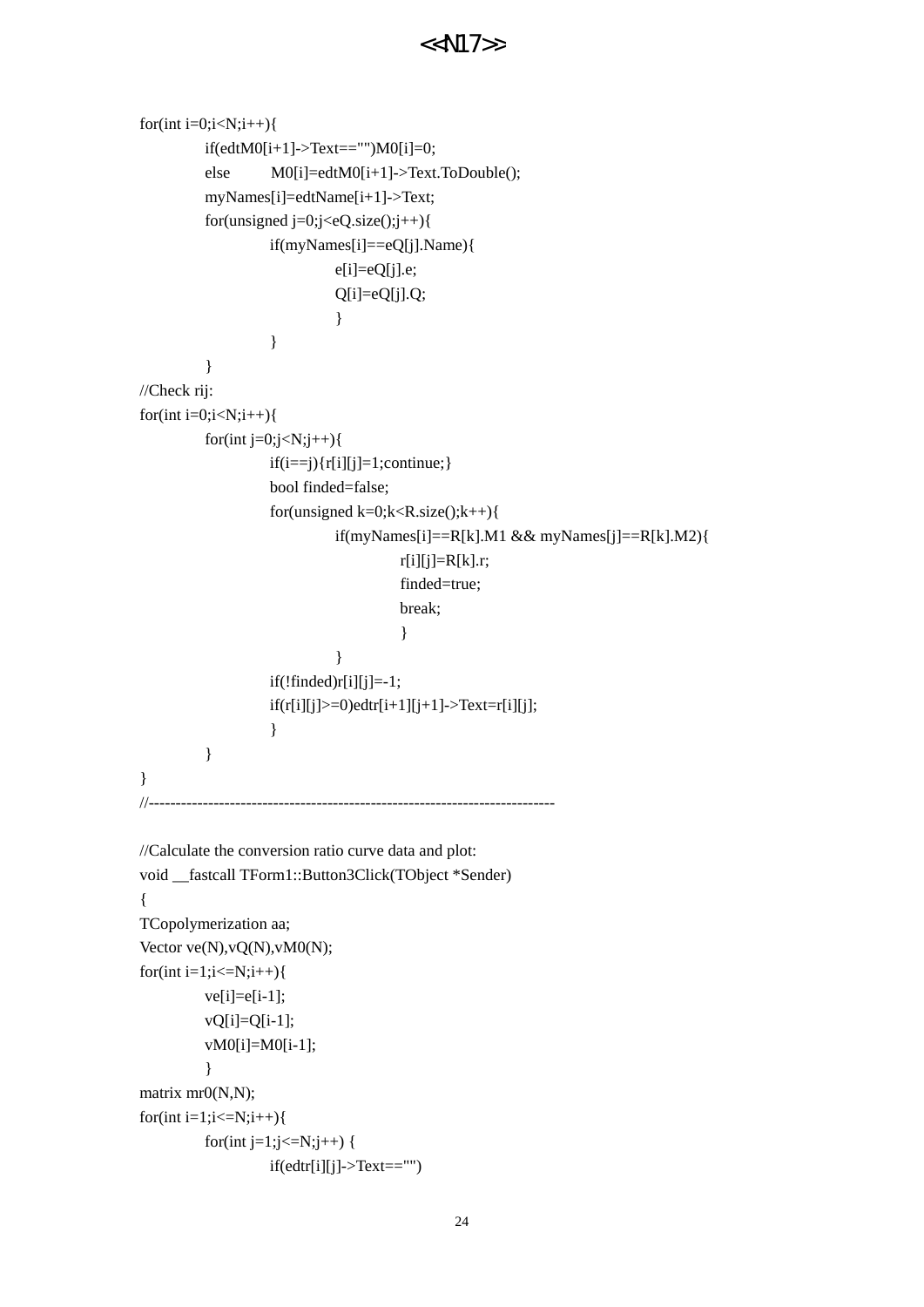```
for(int i=0;i<N;i++){
        if(edtM0[i+1]->Text=="")M0[i]=0;
        else    M0[i]=edtM0[i+1]->Text.ToDouble();
        myNames[i]=edtName[i+1]->Text;
        for(unsigned j=0;j<eQ.size();j++){
                if(myNames[i]==eQ[j].Name){
                        e[i]=eQ[j].e;
                        Q[i]=eQ[j].Q;
                        }
                }
        }
//Check rij:
for(int i=0;i<N;i++){
        for(int j=0;j<N;j++){
                if(i==j){r[i][j]=1;continue;}
                bool finded=false;
                for(unsigned k=0;k<R.size();k++){
                        if(myNames[i]==R[k].M1 && myNames[j]==R[k].M2){
                                r[i][j]=R[k].r;
                                finded=true;
                                break;
                                }
                        }
                if(!finded)r[i][j]=-1;
                if(r[i][j]>=0)edtr[i+1][j+1]->Text=r[i][j];
                }
        }
}
//---------------------------------------------------------------------------

//Calculate the conversion ratio curve data and plot:
void __fastcall TForm1::Button3Click(TObject *Sender)
{
TCopolymerization aa;
Vector ve(N),vQ(N),vM0(N);
for(int i=1;i<=N;i++){
        ve[i]=e[i-1];
        vQ[i]=Q[i-1];
        vM0[i]=M0[i-1];
        }
matrix mr0(N,N);
for(int i=1;i<=N;i++){
        for(int j=1;j<=N;j++) {
                if(edtr[i][j]->Text=="")
```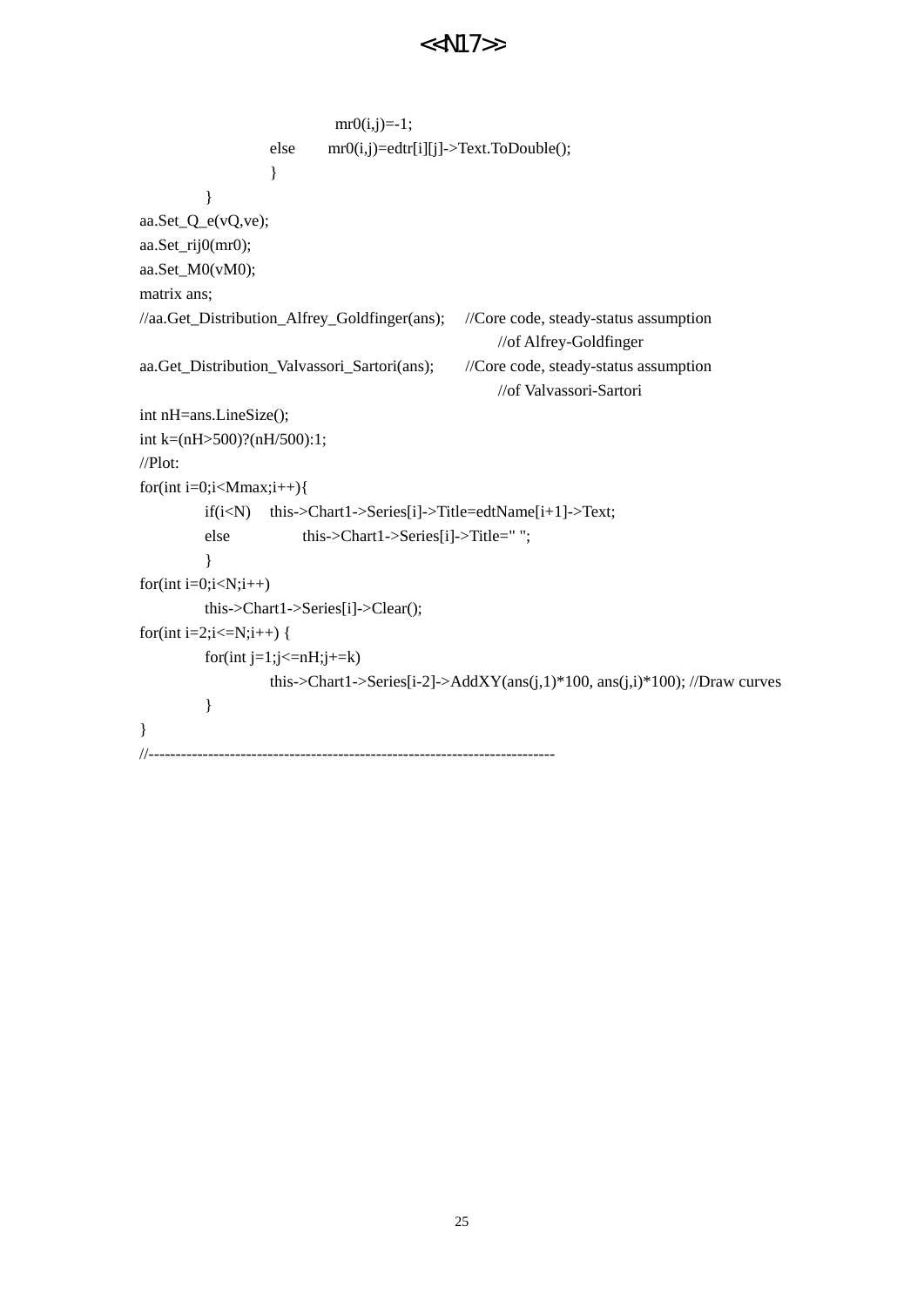```
                    mr0(i,j)=-1;
            else    mr0(i,j)=edtr[i][j]->Text.ToDouble();
            }
    }
aa.Set_Q_e(vQ,ve);
aa.Set_rij0(mr0);
aa.Set_M0(vM0);
matrix ans;
//aa.Get_Distribution_Alfrey_Goldfinger(ans);    //Core code, steady-status assumption
                                                   //of Alfrey-Goldfinger
aa.Get_Distribution_Valvassori_Sartori(ans);      //Core code, steady-status assumption
                                                   //of Valvassori-Sartori
int nH=ans.LineSize();
int k=(nH>500)?(nH/500):1;
//Plot:
for(int i=0;i<Mmax;i++){
    if(i<N)   this->Chart1->Series[i]->Title=edtName[i+1]->Text;
    else          this->Chart1->Series[i]->Title=" ";
    }
for(int i=0;i<N;i++)
    this->Chart1->Series[i]->Clear();
for(int i=2;i<=N;i++) {
    for(int j=1;j<=nH;j+=k)
            this->Chart1->Series[i-2]->AddXY(ans(j,1)*100, ans(j,i)*100); //Draw curves
    }
}
//---------------------------------------------------------------------------
```